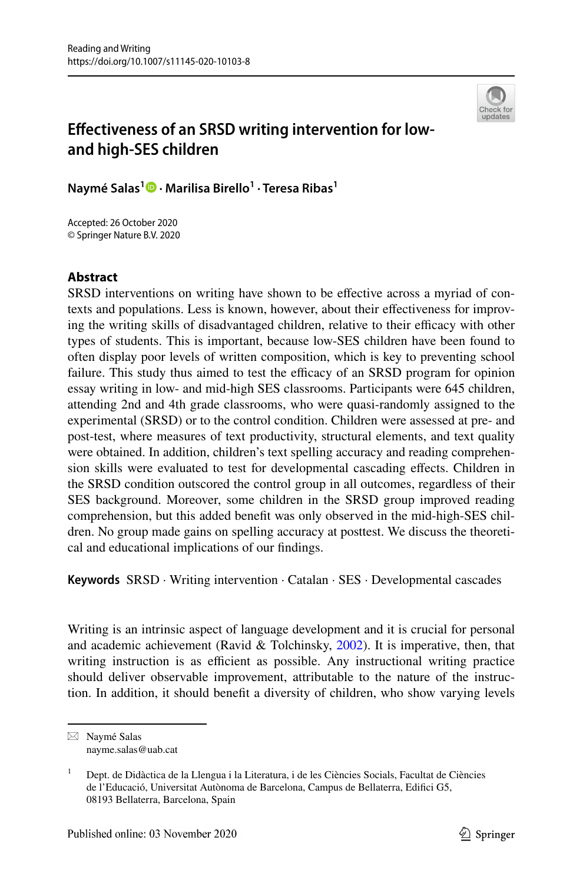# Effectiveness of an SRSD writing intervention for low- and high-SES children

**Naymé Salas**[1] · **Marilisa Birello**[1] · **Teresa Ribas**[1]

Accepted: 26 October 2020
© Springer Nature B.V. 2020

## Abstract

SRSD interventions on writing have shown to be effective across a myriad of contexts and populations. Less is known, however, about their effectiveness for improving the writing skills of disadvantaged children, relative to their efficacy with other types of students. This is important, because low-SES children have been found to often display poor levels of written composition, which is key to preventing school failure. This study thus aimed to test the efficacy of an SRSD program for opinion essay writing in low- and mid-high SES classrooms. Participants were 645 children, attending 2nd and 4th grade classrooms, who were quasi-randomly assigned to the experimental (SRSD) or to the control condition. Children were assessed at pre- and post-test, where measures of text productivity, structural elements, and text quality were obtained. In addition, children's text spelling accuracy and reading comprehension skills were evaluated to test for developmental cascading effects. Children in the SRSD condition outscored the control group in all outcomes, regardless of their SES background. Moreover, some children in the SRSD group improved reading comprehension, but this added benefit was only observed in the mid-high-SES children. No group made gains on spelling accuracy at posttest. We discuss the theoretical and educational implications of our findings.

**Keywords** SRSD · Writing intervention · Catalan · SES · Developmental cascades

Writing is an intrinsic aspect of language development and it is crucial for personal and academic achievement (Ravid & Tolchinsky, 2002). It is imperative, then, that writing instruction is as efficient as possible. Any instructional writing practice should deliver observable improvement, attributable to the nature of the instruction. In addition, it should benefit a diversity of children, who show varying levels

---

✉ Naymé Salas
nayme.salas@uab.cat

[1] Dept. de Didàctica de la Llengua i la Literatura, i de les Ciències Socials, Facultat de Ciències de l'Educació, Universitat Autònoma de Barcelona, Campus de Bellaterra, Edifici G5, 08193 Bellaterra, Barcelona, Spain

Published online: 03 November 2020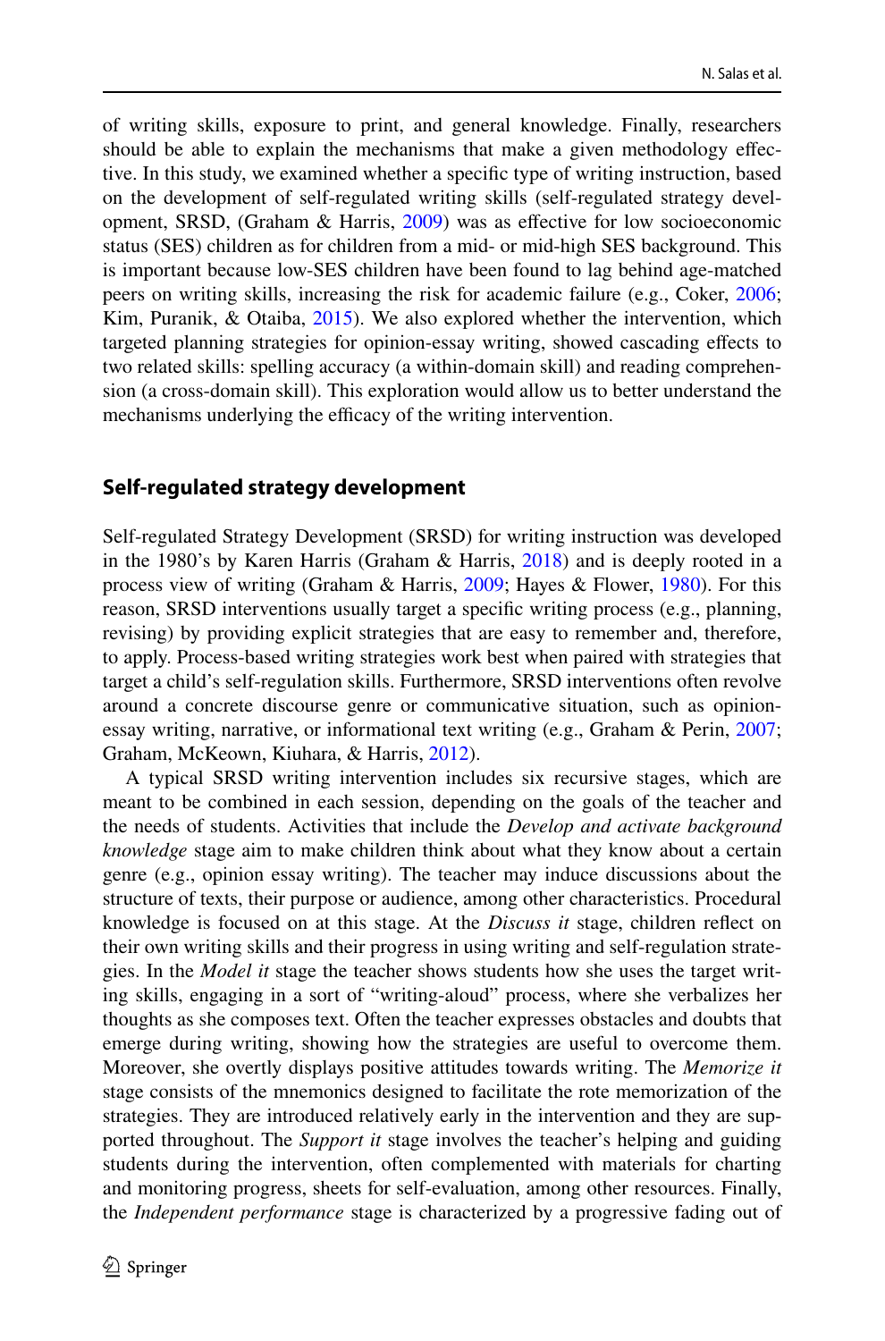of writing skills, exposure to print, and general knowledge. Finally, researchers should be able to explain the mechanisms that make a given methodology effective. In this study, we examined whether a specific type of writing instruction, based on the development of self-regulated writing skills (self-regulated strategy development, SRSD, (Graham & Harris, 2009) was as effective for low socioeconomic status (SES) children as for children from a mid- or mid-high SES background. This is important because low-SES children have been found to lag behind age-matched peers on writing skills, increasing the risk for academic failure (e.g., Coker, 2006; Kim, Puranik, & Otaiba, 2015). We also explored whether the intervention, which targeted planning strategies for opinion-essay writing, showed cascading effects to two related skills: spelling accuracy (a within-domain skill) and reading comprehension (a cross-domain skill). This exploration would allow us to better understand the mechanisms underlying the efficacy of the writing intervention.

### Self-regulated strategy development

Self-regulated Strategy Development (SRSD) for writing instruction was developed in the 1980's by Karen Harris (Graham & Harris, 2018) and is deeply rooted in a process view of writing (Graham & Harris, 2009; Hayes & Flower, 1980). For this reason, SRSD interventions usually target a specific writing process (e.g., planning, revising) by providing explicit strategies that are easy to remember and, therefore, to apply. Process-based writing strategies work best when paired with strategies that target a child's self-regulation skills. Furthermore, SRSD interventions often revolve around a concrete discourse genre or communicative situation, such as opinion-essay writing, narrative, or informational text writing (e.g., Graham & Perin, 2007; Graham, McKeown, Kiuhara, & Harris, 2012).

A typical SRSD writing intervention includes six recursive stages, which are meant to be combined in each session, depending on the goals of the teacher and the needs of students. Activities that include the *Develop and activate background knowledge* stage aim to make children think about what they know about a certain genre (e.g., opinion essay writing). The teacher may induce discussions about the structure of texts, their purpose or audience, among other characteristics. Procedural knowledge is focused on at this stage. At the *Discuss it* stage, children reflect on their own writing skills and their progress in using writing and self-regulation strategies. In the *Model it* stage the teacher shows students how she uses the target writing skills, engaging in a sort of "writing-aloud" process, where she verbalizes her thoughts as she composes text. Often the teacher expresses obstacles and doubts that emerge during writing, showing how the strategies are useful to overcome them. Moreover, she overtly displays positive attitudes towards writing. The *Memorize it* stage consists of the mnemonics designed to facilitate the rote memorization of the strategies. They are introduced relatively early in the intervention and they are supported throughout. The *Support it* stage involves the teacher's helping and guiding students during the intervention, often complemented with materials for charting and monitoring progress, sheets for self-evaluation, among other resources. Finally, the *Independent performance* stage is characterized by a progressive fading out of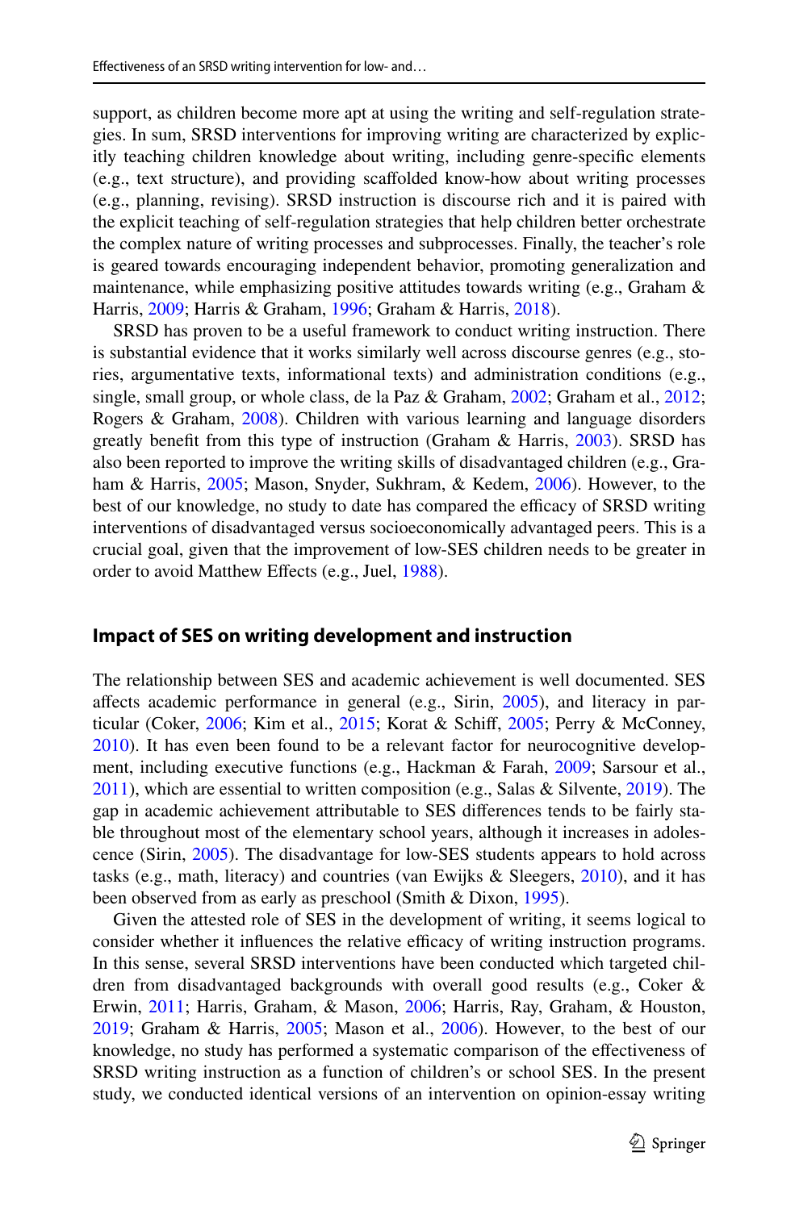support, as children become more apt at using the writing and self-regulation strategies. In sum, SRSD interventions for improving writing are characterized by explicitly teaching children knowledge about writing, including genre-specific elements (e.g., text structure), and providing scaffolded know-how about writing processes (e.g., planning, revising). SRSD instruction is discourse rich and it is paired with the explicit teaching of self-regulation strategies that help children better orchestrate the complex nature of writing processes and subprocesses. Finally, the teacher's role is geared towards encouraging independent behavior, promoting generalization and maintenance, while emphasizing positive attitudes towards writing (e.g., Graham & Harris, 2009; Harris & Graham, 1996; Graham & Harris, 2018).

SRSD has proven to be a useful framework to conduct writing instruction. There is substantial evidence that it works similarly well across discourse genres (e.g., stories, argumentative texts, informational texts) and administration conditions (e.g., single, small group, or whole class, de la Paz & Graham, 2002; Graham et al., 2012; Rogers & Graham, 2008). Children with various learning and language disorders greatly benefit from this type of instruction (Graham & Harris, 2003). SRSD has also been reported to improve the writing skills of disadvantaged children (e.g., Graham & Harris, 2005; Mason, Snyder, Sukhram, & Kedem, 2006). However, to the best of our knowledge, no study to date has compared the efficacy of SRSD writing interventions of disadvantaged versus socioeconomically advantaged peers. This is a crucial goal, given that the improvement of low-SES children needs to be greater in order to avoid Matthew Effects (e.g., Juel, 1988).

## Impact of SES on writing development and instruction

The relationship between SES and academic achievement is well documented. SES affects academic performance in general (e.g., Sirin, 2005), and literacy in particular (Coker, 2006; Kim et al., 2015; Korat & Schiff, 2005; Perry & McConney, 2010). It has even been found to be a relevant factor for neurocognitive development, including executive functions (e.g., Hackman & Farah, 2009; Sarsour et al., 2011), which are essential to written composition (e.g., Salas & Silvente, 2019). The gap in academic achievement attributable to SES differences tends to be fairly stable throughout most of the elementary school years, although it increases in adolescence (Sirin, 2005). The disadvantage for low-SES students appears to hold across tasks (e.g., math, literacy) and countries (van Ewijks & Sleegers, 2010), and it has been observed from as early as preschool (Smith & Dixon, 1995).

Given the attested role of SES in the development of writing, it seems logical to consider whether it influences the relative efficacy of writing instruction programs. In this sense, several SRSD interventions have been conducted which targeted children from disadvantaged backgrounds with overall good results (e.g., Coker & Erwin, 2011; Harris, Graham, & Mason, 2006; Harris, Ray, Graham, & Houston, 2019; Graham & Harris, 2005; Mason et al., 2006). However, to the best of our knowledge, no study has performed a systematic comparison of the effectiveness of SRSD writing instruction as a function of children's or school SES. In the present study, we conducted identical versions of an intervention on opinion-essay writing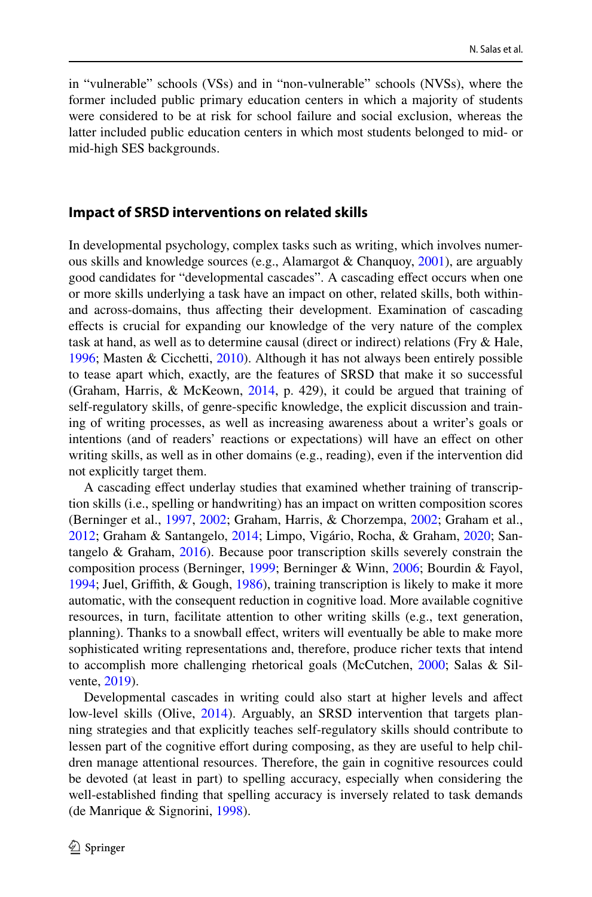in "vulnerable" schools (VSs) and in "non-vulnerable" schools (NVSs), where the former included public primary education centers in which a majority of students were considered to be at risk for school failure and social exclusion, whereas the latter included public education centers in which most students belonged to mid- or mid-high SES backgrounds.

### Impact of SRSD interventions on related skills

In developmental psychology, complex tasks such as writing, which involves numerous skills and knowledge sources (e.g., Alamargot & Chanquoy, 2001), are arguably good candidates for "developmental cascades". A cascading effect occurs when one or more skills underlying a task have an impact on other, related skills, both within- and across-domains, thus affecting their development. Examination of cascading effects is crucial for expanding our knowledge of the very nature of the complex task at hand, as well as to determine causal (direct or indirect) relations (Fry & Hale, 1996; Masten & Cicchetti, 2010). Although it has not always been entirely possible to tease apart which, exactly, are the features of SRSD that make it so successful (Graham, Harris, & McKeown, 2014, p. 429), it could be argued that training of self-regulatory skills, of genre-specific knowledge, the explicit discussion and training of writing processes, as well as increasing awareness about a writer's goals or intentions (and of readers' reactions or expectations) will have an effect on other writing skills, as well as in other domains (e.g., reading), even if the intervention did not explicitly target them.

A cascading effect underlay studies that examined whether training of transcription skills (i.e., spelling or handwriting) has an impact on written composition scores (Berninger et al., 1997, 2002; Graham, Harris, & Chorzempa, 2002; Graham et al., 2012; Graham & Santangelo, 2014; Limpo, Vigário, Rocha, & Graham, 2020; Santangelo & Graham, 2016). Because poor transcription skills severely constrain the composition process (Berninger, 1999; Berninger & Winn, 2006; Bourdin & Fayol, 1994; Juel, Griffith, & Gough, 1986), training transcription is likely to make it more automatic, with the consequent reduction in cognitive load. More available cognitive resources, in turn, facilitate attention to other writing skills (e.g., text generation, planning). Thanks to a snowball effect, writers will eventually be able to make more sophisticated writing representations and, therefore, produce richer texts that intend to accomplish more challenging rhetorical goals (McCutchen, 2000; Salas & Silvente, 2019).

Developmental cascades in writing could also start at higher levels and affect low-level skills (Olive, 2014). Arguably, an SRSD intervention that targets planning strategies and that explicitly teaches self-regulatory skills should contribute to lessen part of the cognitive effort during composing, as they are useful to help children manage attentional resources. Therefore, the gain in cognitive resources could be devoted (at least in part) to spelling accuracy, especially when considering the well-established finding that spelling accuracy is inversely related to task demands (de Manrique & Signorini, 1998).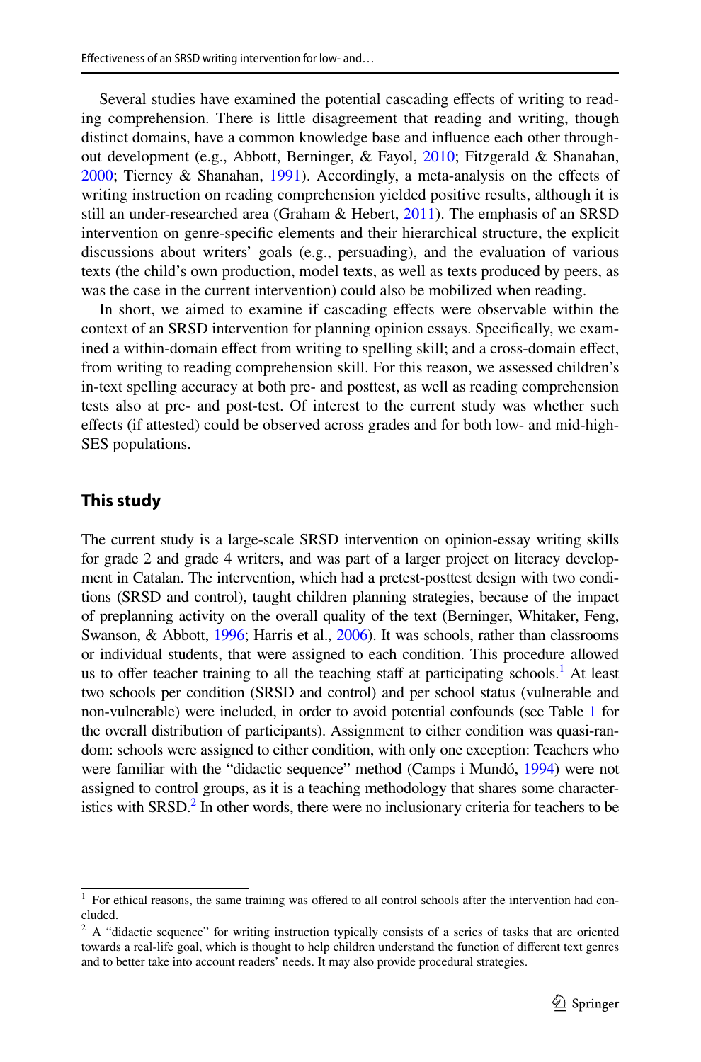Several studies have examined the potential cascading effects of writing to reading comprehension. There is little disagreement that reading and writing, though distinct domains, have a common knowledge base and influence each other throughout development (e.g., Abbott, Berninger, & Fayol, 2010; Fitzgerald & Shanahan, 2000; Tierney & Shanahan, 1991). Accordingly, a meta-analysis on the effects of writing instruction on reading comprehension yielded positive results, although it is still an under-researched area (Graham & Hebert, 2011). The emphasis of an SRSD intervention on genre-specific elements and their hierarchical structure, the explicit discussions about writers' goals (e.g., persuading), and the evaluation of various texts (the child's own production, model texts, as well as texts produced by peers, as was the case in the current intervention) could also be mobilized when reading.

In short, we aimed to examine if cascading effects were observable within the context of an SRSD intervention for planning opinion essays. Specifically, we examined a within-domain effect from writing to spelling skill; and a cross-domain effect, from writing to reading comprehension skill. For this reason, we assessed children's in-text spelling accuracy at both pre- and posttest, as well as reading comprehension tests also at pre- and post-test. Of interest to the current study was whether such effects (if attested) could be observed across grades and for both low- and mid-high-SES populations.

## This study

The current study is a large-scale SRSD intervention on opinion-essay writing skills for grade 2 and grade 4 writers, and was part of a larger project on literacy development in Catalan. The intervention, which had a pretest-posttest design with two conditions (SRSD and control), taught children planning strategies, because of the impact of preplanning activity on the overall quality of the text (Berninger, Whitaker, Feng, Swanson, & Abbott, 1996; Harris et al., 2006). It was schools, rather than classrooms or individual students, that were assigned to each condition. This procedure allowed us to offer teacher training to all the teaching staff at participating schools.[1] At least two schools per condition (SRSD and control) and per school status (vulnerable and non-vulnerable) were included, in order to avoid potential confounds (see Table 1 for the overall distribution of participants). Assignment to either condition was quasi-random: schools were assigned to either condition, with only one exception: Teachers who were familiar with the "didactic sequence" method (Camps i Mundó, 1994) were not assigned to control groups, as it is a teaching methodology that shares some characteristics with SRSD.[2] In other words, there were no inclusionary criteria for teachers to be

---

[1] For ethical reasons, the same training was offered to all control schools after the intervention had concluded.

[2] A "didactic sequence" for writing instruction typically consists of a series of tasks that are oriented towards a real-life goal, which is thought to help children understand the function of different text genres and to better take into account readers' needs. It may also provide procedural strategies.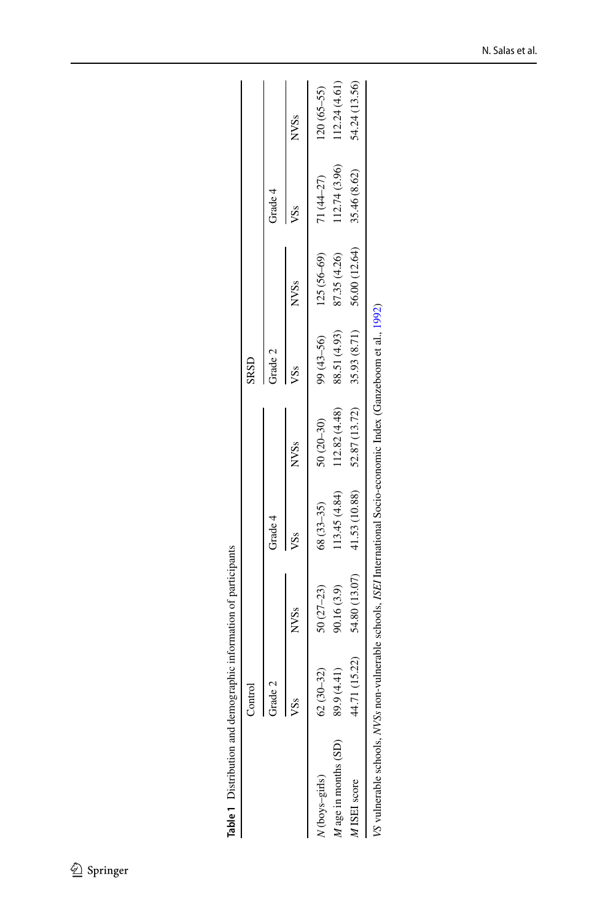**Table 1** Distribution and demographic information of participants

| | Control | | | | SRSD | | | |
|---|---|---|---|---|---|---|---|---|
| | Grade 2 | | Grade 4 | | Grade 2 | | Grade 4 | |
| | VSs | NVSs | VSs | NVSs | VSs | NVSs | VSs | NVSs |
| *N* (boys–girls) | 62 (30–32) | 50 (27–23) | 68 (33–35) | 50 (20–30) | 99 (43–56) | 125 (56–69) | 71 (44–27) | 120 (65–55) |
| *M* age in months (SD) | 89.9 (4.41) | 90.16 (3.9) | 113.45 (4.84) | 112.82 (4.48) | 88.51 (4.93) | 87.35 (4.26) | 112.74 (3.96) | 112.24 (4.61) |
| *M* ISEI score | 44.71 (15.22) | 54.80 (13.07) | 41.53 (10.88) | 52.87 (13.72) | 35.93 (8.71) | 56.00 (12.64) | 35.46 (8.62) | 54.24 (13.56) |

*VS* vulnerable schools, *NVSs* non-vulnerable schools, *ISEI* International Socio-economic Index (Ganzeboom et al., 1992)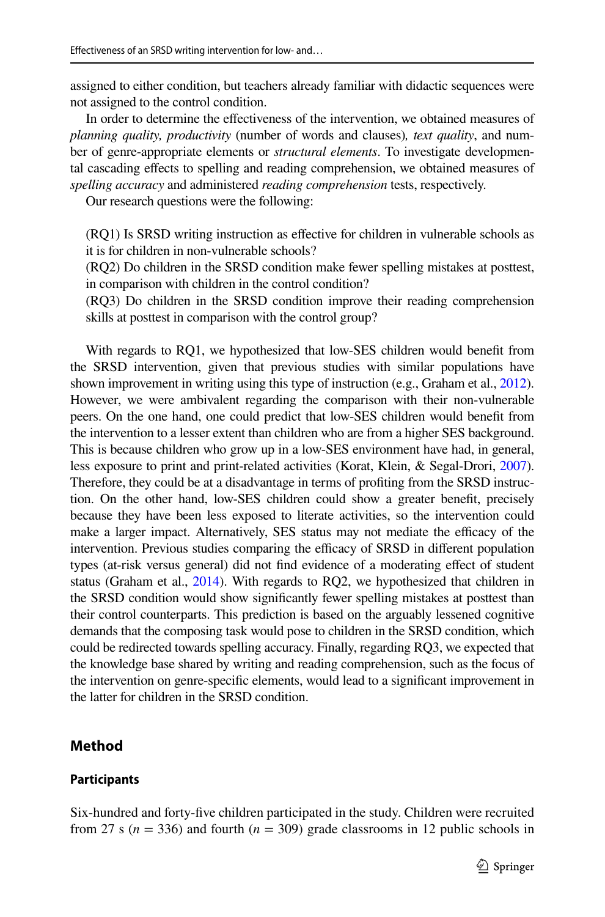assigned to either condition, but teachers already familiar with didactic sequences were not assigned to the control condition.

In order to determine the effectiveness of the intervention, we obtained measures of *planning quality, productivity* (number of words and clauses)*, text quality*, and number of genre-appropriate elements or *structural elements*. To investigate developmental cascading effects to spelling and reading comprehension, we obtained measures of *spelling accuracy* and administered *reading comprehension* tests, respectively.

Our research questions were the following:

(RQ1) Is SRSD writing instruction as effective for children in vulnerable schools as it is for children in non-vulnerable schools?

(RQ2) Do children in the SRSD condition make fewer spelling mistakes at posttest, in comparison with children in the control condition?

(RQ3) Do children in the SRSD condition improve their reading comprehension skills at posttest in comparison with the control group?

With regards to RQ1, we hypothesized that low-SES children would benefit from the SRSD intervention, given that previous studies with similar populations have shown improvement in writing using this type of instruction (e.g., Graham et al., 2012). However, we were ambivalent regarding the comparison with their non-vulnerable peers. On the one hand, one could predict that low-SES children would benefit from the intervention to a lesser extent than children who are from a higher SES background. This is because children who grow up in a low-SES environment have had, in general, less exposure to print and print-related activities (Korat, Klein, & Segal-Drori, 2007). Therefore, they could be at a disadvantage in terms of profiting from the SRSD instruction. On the other hand, low-SES children could show a greater benefit, precisely because they have been less exposed to literate activities, so the intervention could make a larger impact. Alternatively, SES status may not mediate the efficacy of the intervention. Previous studies comparing the efficacy of SRSD in different population types (at-risk versus general) did not find evidence of a moderating effect of student status (Graham et al., 2014). With regards to RQ2, we hypothesized that children in the SRSD condition would show significantly fewer spelling mistakes at posttest than their control counterparts. This prediction is based on the arguably lessened cognitive demands that the composing task would pose to children in the SRSD condition, which could be redirected towards spelling accuracy. Finally, regarding RQ3, we expected that the knowledge base shared by writing and reading comprehension, such as the focus of the intervention on genre-specific elements, would lead to a significant improvement in the latter for children in the SRSD condition.

## Method

### Participants

Six-hundred and forty-five children participated in the study. Children were recruited from 27 s ($n$ = 336) and fourth ($n$ = 309) grade classrooms in 12 public schools in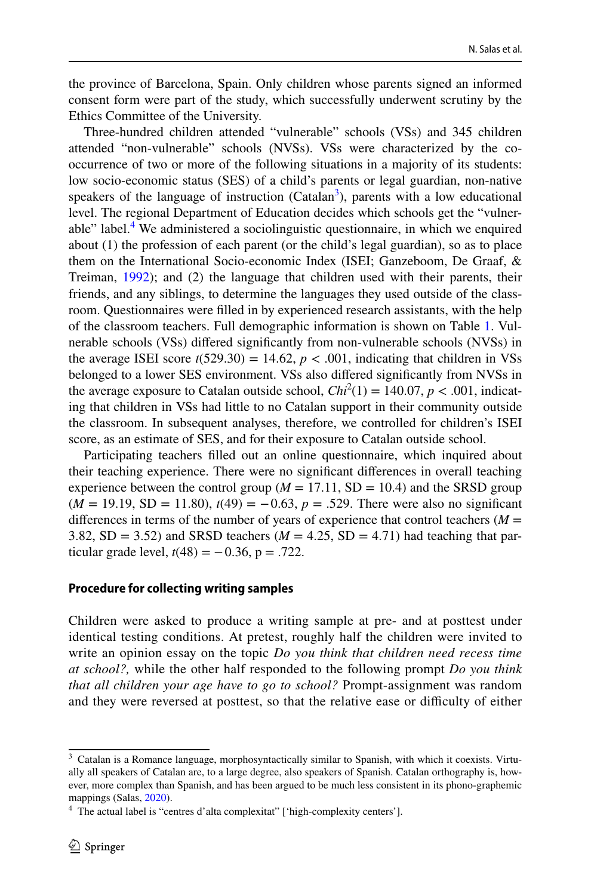the province of Barcelona, Spain. Only children whose parents signed an informed consent form were part of the study, which successfully underwent scrutiny by the Ethics Committee of the University.

Three-hundred children attended "vulnerable" schools (VSs) and 345 children attended "non-vulnerable" schools (NVSs). VSs were characterized by the co-occurrence of two or more of the following situations in a majority of its students: low socio-economic status (SES) of a child's parents or legal guardian, non-native speakers of the language of instruction (Catalan[3]), parents with a low educational level. The regional Department of Education decides which schools get the "vulnerable" label.[4] We administered a sociolinguistic questionnaire, in which we enquired about (1) the profession of each parent (or the child's legal guardian), so as to place them on the International Socio-economic Index (ISEI; Ganzeboom, De Graaf, & Treiman, 1992); and (2) the language that children used with their parents, their friends, and any siblings, to determine the languages they used outside of the classroom. Questionnaires were filled in by experienced research assistants, with the help of the classroom teachers. Full demographic information is shown on Table 1. Vulnerable schools (VSs) differed significantly from non-vulnerable schools (NVSs) in the average ISEI score $t(529.30) = 14.62$, $p < .001$, indicating that children in VSs belonged to a lower SES environment. VSs also differed significantly from NVSs in the average exposure to Catalan outside school, $Chi^2(1) = 140.07$, $p < .001$, indicating that children in VSs had little to no Catalan support in their community outside the classroom. In subsequent analyses, therefore, we controlled for children's ISEI score, as an estimate of SES, and for their exposure to Catalan outside school.

Participating teachers filled out an online questionnaire, which inquired about their teaching experience. There were no significant differences in overall teaching experience between the control group ($M = 17.11$, SD = 10.4) and the SRSD group ($M = 19.19$, SD = 11.80), $t(49) = -0.63$, $p = .529$. There were also no significant differences in terms of the number of years of experience that control teachers ($M = 3.82$, SD = 3.52) and SRSD teachers ($M = 4.25$, SD = 4.71) had teaching that particular grade level, $t(48) = -0.36$, p = .722.

### Procedure for collecting writing samples

Children were asked to produce a writing sample at pre- and at posttest under identical testing conditions. At pretest, roughly half the children were invited to write an opinion essay on the topic *Do you think that children need recess time at school?,* while the other half responded to the following prompt *Do you think that all children your age have to go to school?* Prompt-assignment was random and they were reversed at posttest, so that the relative ease or difficulty of either

---

[3] Catalan is a Romance language, morphosyntactically similar to Spanish, with which it coexists. Virtually all speakers of Catalan are, to a large degree, also speakers of Spanish. Catalan orthography is, however, more complex than Spanish, and has been argued to be much less consistent in its phono-graphemic mappings (Salas, 2020).

[4] The actual label is "centres d'alta complexitat" ['high-complexity centers'].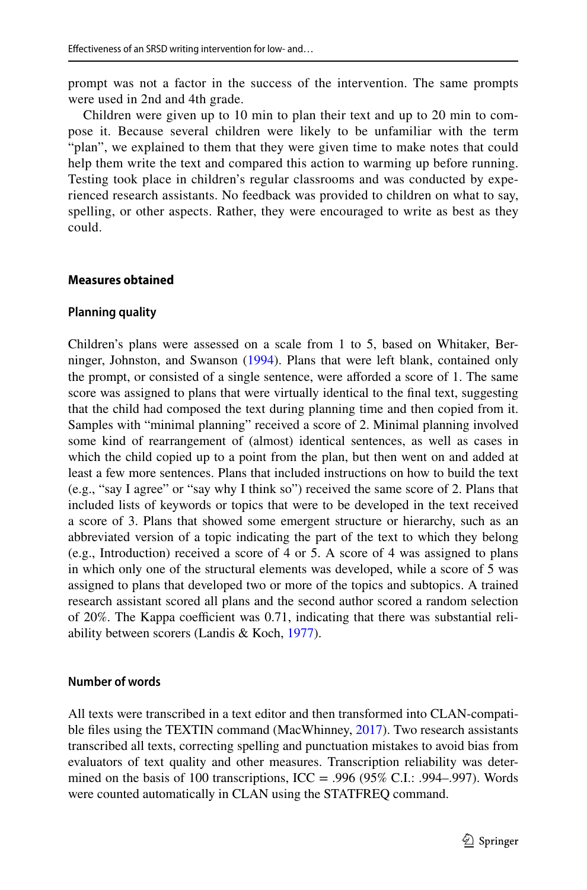prompt was not a factor in the success of the intervention. The same prompts were used in 2nd and 4th grade.

Children were given up to 10 min to plan their text and up to 20 min to compose it. Because several children were likely to be unfamiliar with the term "plan", we explained to them that they were given time to make notes that could help them write the text and compared this action to warming up before running. Testing took place in children's regular classrooms and was conducted by experienced research assistants. No feedback was provided to children on what to say, spelling, or other aspects. Rather, they were encouraged to write as best as they could.

## Measures obtained

### Planning quality

Children's plans were assessed on a scale from 1 to 5, based on Whitaker, Berninger, Johnston, and Swanson (1994). Plans that were left blank, contained only the prompt, or consisted of a single sentence, were afforded a score of 1. The same score was assigned to plans that were virtually identical to the final text, suggesting that the child had composed the text during planning time and then copied from it. Samples with "minimal planning" received a score of 2. Minimal planning involved some kind of rearrangement of (almost) identical sentences, as well as cases in which the child copied up to a point from the plan, but then went on and added at least a few more sentences. Plans that included instructions on how to build the text (e.g., "say I agree" or "say why I think so") received the same score of 2. Plans that included lists of keywords or topics that were to be developed in the text received a score of 3. Plans that showed some emergent structure or hierarchy, such as an abbreviated version of a topic indicating the part of the text to which they belong (e.g., Introduction) received a score of 4 or 5. A score of 4 was assigned to plans in which only one of the structural elements was developed, while a score of 5 was assigned to plans that developed two or more of the topics and subtopics. A trained research assistant scored all plans and the second author scored a random selection of 20%. The Kappa coefficient was 0.71, indicating that there was substantial reliability between scorers (Landis & Koch, 1977).

### Number of words

All texts were transcribed in a text editor and then transformed into CLAN-compatible files using the TEXTIN command (MacWhinney, 2017). Two research assistants transcribed all texts, correcting spelling and punctuation mistakes to avoid bias from evaluators of text quality and other measures. Transcription reliability was determined on the basis of 100 transcriptions, ICC = .996 (95% C.I.: .994–.997). Words were counted automatically in CLAN using the STATFREQ command.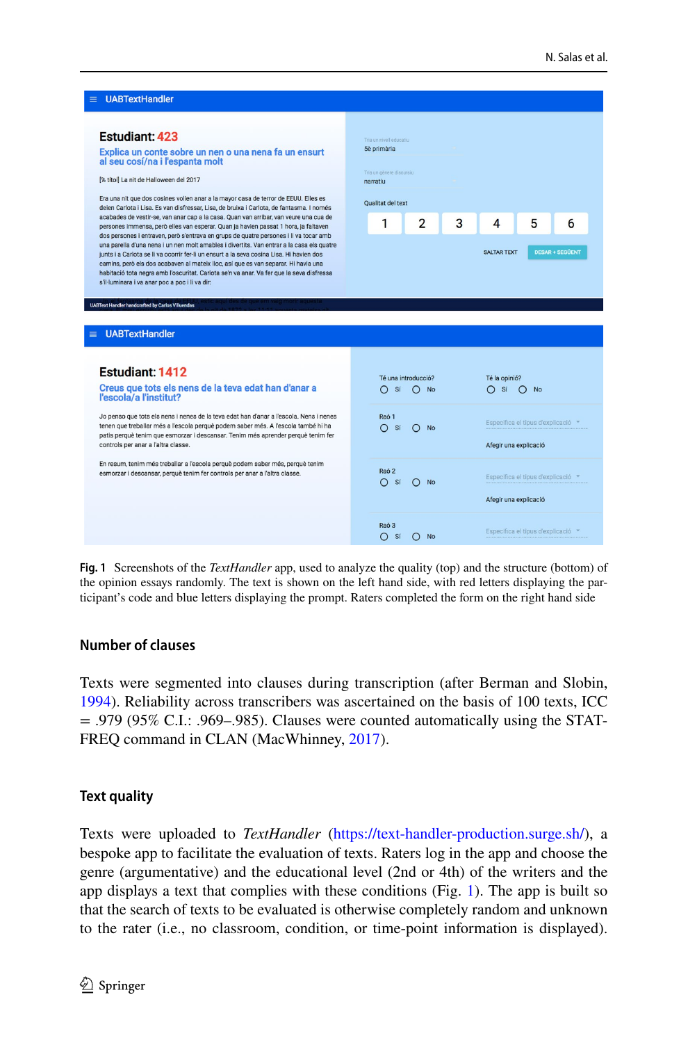**Fig. 1** Screenshots of the *TextHandler* app, used to analyze the quality (top) and the structure (bottom) of the opinion essays randomly. The text is shown on the left hand side, with red letters displaying the participant's code and blue letters displaying the prompt. Raters completed the form on the right hand side

## Number of clauses

Texts were segmented into clauses during transcription (after Berman and Slobin, 1994). Reliability across transcribers was ascertained on the basis of 100 texts, ICC = .979 (95% C.I.: .969–.985). Clauses were counted automatically using the STATFREQ command in CLAN (MacWhinney, 2017).

## Text quality

Texts were uploaded to *TextHandler* (https://text-handler-production.surge.sh/), a bespoke app to facilitate the evaluation of texts. Raters log in the app and choose the genre (argumentative) and the educational level (2nd or 4th) of the writers and the app displays a text that complies with these conditions (Fig. 1). The app is built so that the search of texts to be evaluated is otherwise completely random and unknown to the rater (i.e., no classroom, condition, or time-point information is displayed).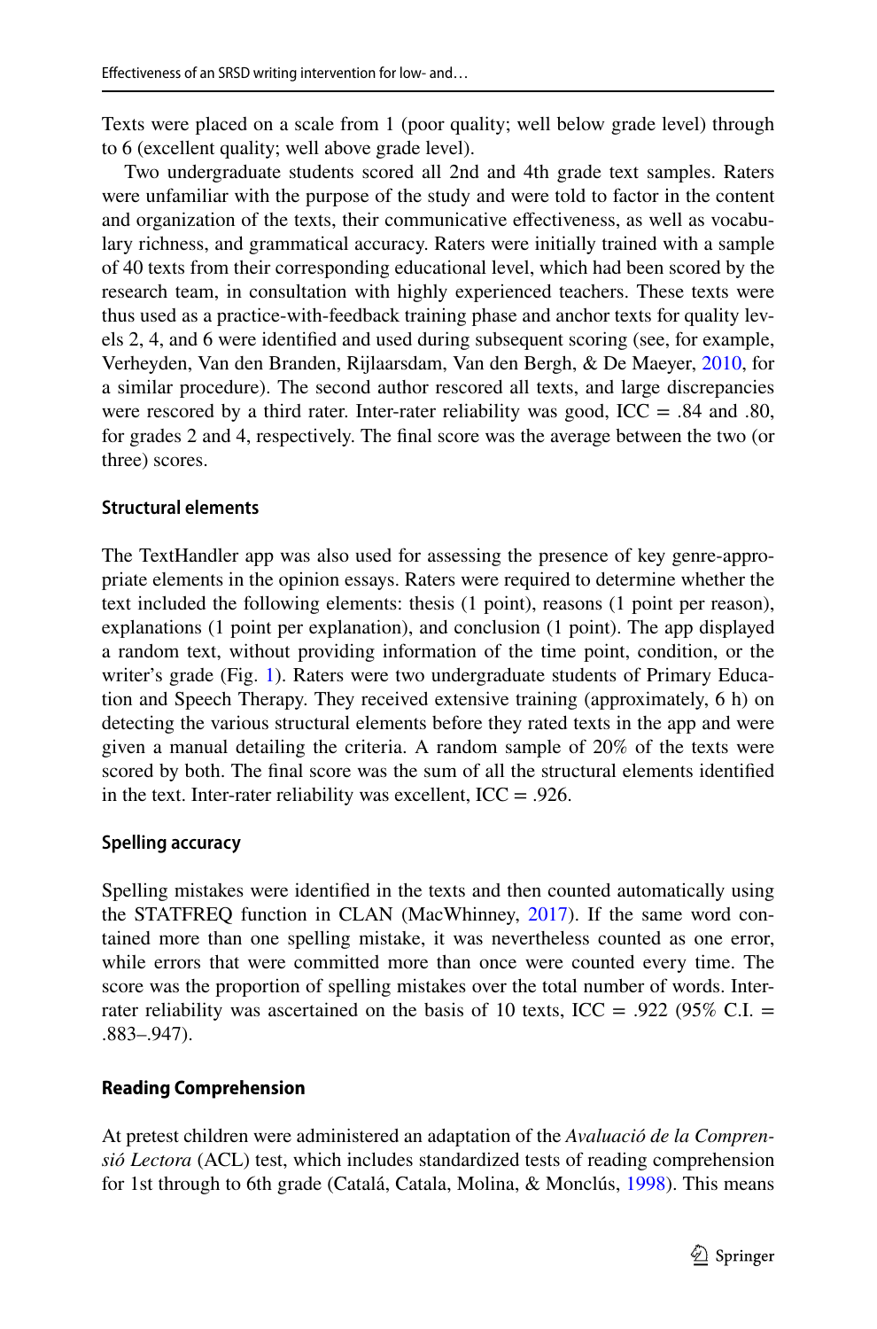Texts were placed on a scale from 1 (poor quality; well below grade level) through to 6 (excellent quality; well above grade level).

Two undergraduate students scored all 2nd and 4th grade text samples. Raters were unfamiliar with the purpose of the study and were told to factor in the content and organization of the texts, their communicative effectiveness, as well as vocabulary richness, and grammatical accuracy. Raters were initially trained with a sample of 40 texts from their corresponding educational level, which had been scored by the research team, in consultation with highly experienced teachers. These texts were thus used as a practice-with-feedback training phase and anchor texts for quality levels 2, 4, and 6 were identified and used during subsequent scoring (see, for example, Verheyden, Van den Branden, Rijlaarsdam, Van den Bergh, & De Maeyer, 2010, for a similar procedure). The second author rescored all texts, and large discrepancies were rescored by a third rater. Inter-rater reliability was good, ICC = .84 and .80, for grades 2 and 4, respectively. The final score was the average between the two (or three) scores.

### Structural elements

The TextHandler app was also used for assessing the presence of key genre-appropriate elements in the opinion essays. Raters were required to determine whether the text included the following elements: thesis (1 point), reasons (1 point per reason), explanations (1 point per explanation), and conclusion (1 point). The app displayed a random text, without providing information of the time point, condition, or the writer's grade (Fig. 1). Raters were two undergraduate students of Primary Education and Speech Therapy. They received extensive training (approximately, 6 h) on detecting the various structural elements before they rated texts in the app and were given a manual detailing the criteria. A random sample of 20% of the texts were scored by both. The final score was the sum of all the structural elements identified in the text. Inter-rater reliability was excellent, ICC = .926.

### Spelling accuracy

Spelling mistakes were identified in the texts and then counted automatically using the STATFREQ function in CLAN (MacWhinney, 2017). If the same word contained more than one spelling mistake, it was nevertheless counted as one error, while errors that were committed more than once were counted every time. The score was the proportion of spelling mistakes over the total number of words. Inter-rater reliability was ascertained on the basis of 10 texts, ICC = .922 (95% C.I. = .883–.947).

### Reading Comprehension

At pretest children were administered an adaptation of the *Avaluació de la Comprensió Lectora* (ACL) test, which includes standardized tests of reading comprehension for 1st through to 6th grade (Catalá, Catala, Molina, & Monclús, 1998). This means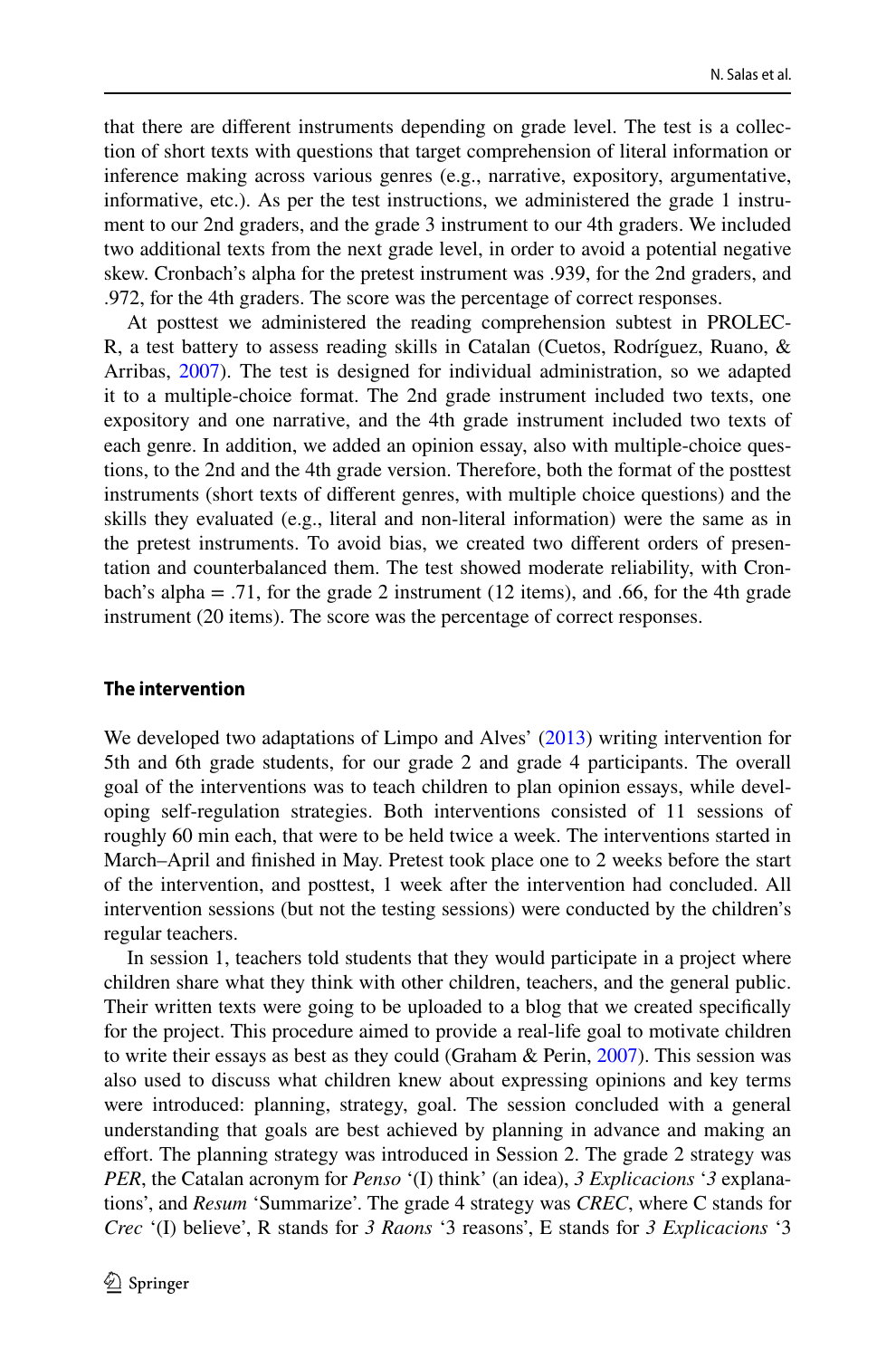that there are different instruments depending on grade level. The test is a collection of short texts with questions that target comprehension of literal information or inference making across various genres (e.g., narrative, expository, argumentative, informative, etc.). As per the test instructions, we administered the grade 1 instrument to our 2nd graders, and the grade 3 instrument to our 4th graders. We included two additional texts from the next grade level, in order to avoid a potential negative skew. Cronbach's alpha for the pretest instrument was .939, for the 2nd graders, and .972, for the 4th graders. The score was the percentage of correct responses.

At posttest we administered the reading comprehension subtest in PROLEC-R, a test battery to assess reading skills in Catalan (Cuetos, Rodríguez, Ruano, & Arribas, 2007). The test is designed for individual administration, so we adapted it to a multiple-choice format. The 2nd grade instrument included two texts, one expository and one narrative, and the 4th grade instrument included two texts of each genre. In addition, we added an opinion essay, also with multiple-choice questions, to the 2nd and the 4th grade version. Therefore, both the format of the posttest instruments (short texts of different genres, with multiple choice questions) and the skills they evaluated (e.g., literal and non-literal information) were the same as in the pretest instruments. To avoid bias, we created two different orders of presentation and counterbalanced them. The test showed moderate reliability, with Cronbach's alpha = .71, for the grade 2 instrument (12 items), and .66, for the 4th grade instrument (20 items). The score was the percentage of correct responses.

### The intervention

We developed two adaptations of Limpo and Alves' (2013) writing intervention for 5th and 6th grade students, for our grade 2 and grade 4 participants. The overall goal of the interventions was to teach children to plan opinion essays, while developing self-regulation strategies. Both interventions consisted of 11 sessions of roughly 60 min each, that were to be held twice a week. The interventions started in March–April and finished in May. Pretest took place one to 2 weeks before the start of the intervention, and posttest, 1 week after the intervention had concluded. All intervention sessions (but not the testing sessions) were conducted by the children's regular teachers.

In session 1, teachers told students that they would participate in a project where children share what they think with other children, teachers, and the general public. Their written texts were going to be uploaded to a blog that we created specifically for the project. This procedure aimed to provide a real-life goal to motivate children to write their essays as best as they could (Graham & Perin, 2007). This session was also used to discuss what children knew about expressing opinions and key terms were introduced: planning, strategy, goal. The session concluded with a general understanding that goals are best achieved by planning in advance and making an effort. The planning strategy was introduced in Session 2. The grade 2 strategy was *PER*, the Catalan acronym for *Penso* '(I) think' (an idea), *3 Explicacions* '*3* explanations', and *Resum* 'Summarize'. The grade 4 strategy was *CREC*, where C stands for *Crec* '(I) believe', R stands for *3 Raons* '3 reasons', E stands for *3 Explicacions* '3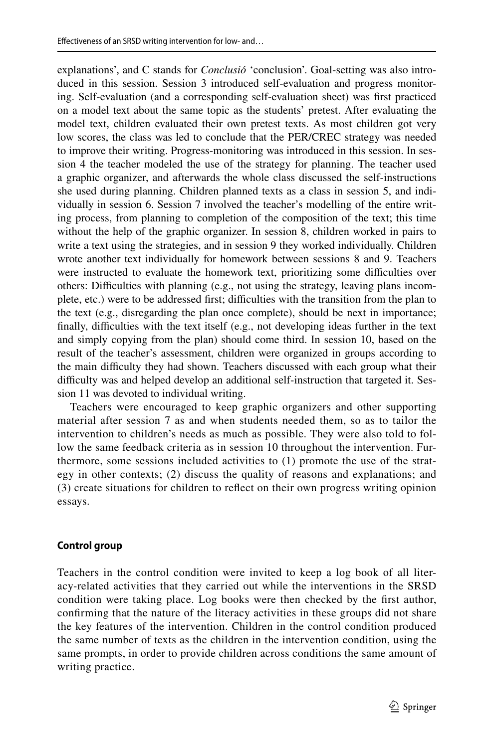explanations', and C stands for *Conclusió* 'conclusion'. Goal-setting was also introduced in this session. Session 3 introduced self-evaluation and progress monitoring. Self-evaluation (and a corresponding self-evaluation sheet) was first practiced on a model text about the same topic as the students' pretest. After evaluating the model text, children evaluated their own pretest texts. As most children got very low scores, the class was led to conclude that the PER/CREC strategy was needed to improve their writing. Progress-monitoring was introduced in this session. In session 4 the teacher modeled the use of the strategy for planning. The teacher used a graphic organizer, and afterwards the whole class discussed the self-instructions she used during planning. Children planned texts as a class in session 5, and individually in session 6. Session 7 involved the teacher's modelling of the entire writing process, from planning to completion of the composition of the text; this time without the help of the graphic organizer. In session 8, children worked in pairs to write a text using the strategies, and in session 9 they worked individually. Children wrote another text individually for homework between sessions 8 and 9. Teachers were instructed to evaluate the homework text, prioritizing some difficulties over others: Difficulties with planning (e.g., not using the strategy, leaving plans incomplete, etc.) were to be addressed first; difficulties with the transition from the plan to the text (e.g., disregarding the plan once complete), should be next in importance; finally, difficulties with the text itself (e.g., not developing ideas further in the text and simply copying from the plan) should come third. In session 10, based on the result of the teacher's assessment, children were organized in groups according to the main difficulty they had shown. Teachers discussed with each group what their difficulty was and helped develop an additional self-instruction that targeted it. Session 11 was devoted to individual writing.

Teachers were encouraged to keep graphic organizers and other supporting material after session 7 as and when students needed them, so as to tailor the intervention to children's needs as much as possible. They were also told to follow the same feedback criteria as in session 10 throughout the intervention. Furthermore, some sessions included activities to (1) promote the use of the strategy in other contexts; (2) discuss the quality of reasons and explanations; and (3) create situations for children to reflect on their own progress writing opinion essays.

### Control group

Teachers in the control condition were invited to keep a log book of all literacy-related activities that they carried out while the interventions in the SRSD condition were taking place. Log books were then checked by the first author, confirming that the nature of the literacy activities in these groups did not share the key features of the intervention. Children in the control condition produced the same number of texts as the children in the intervention condition, using the same prompts, in order to provide children across conditions the same amount of writing practice.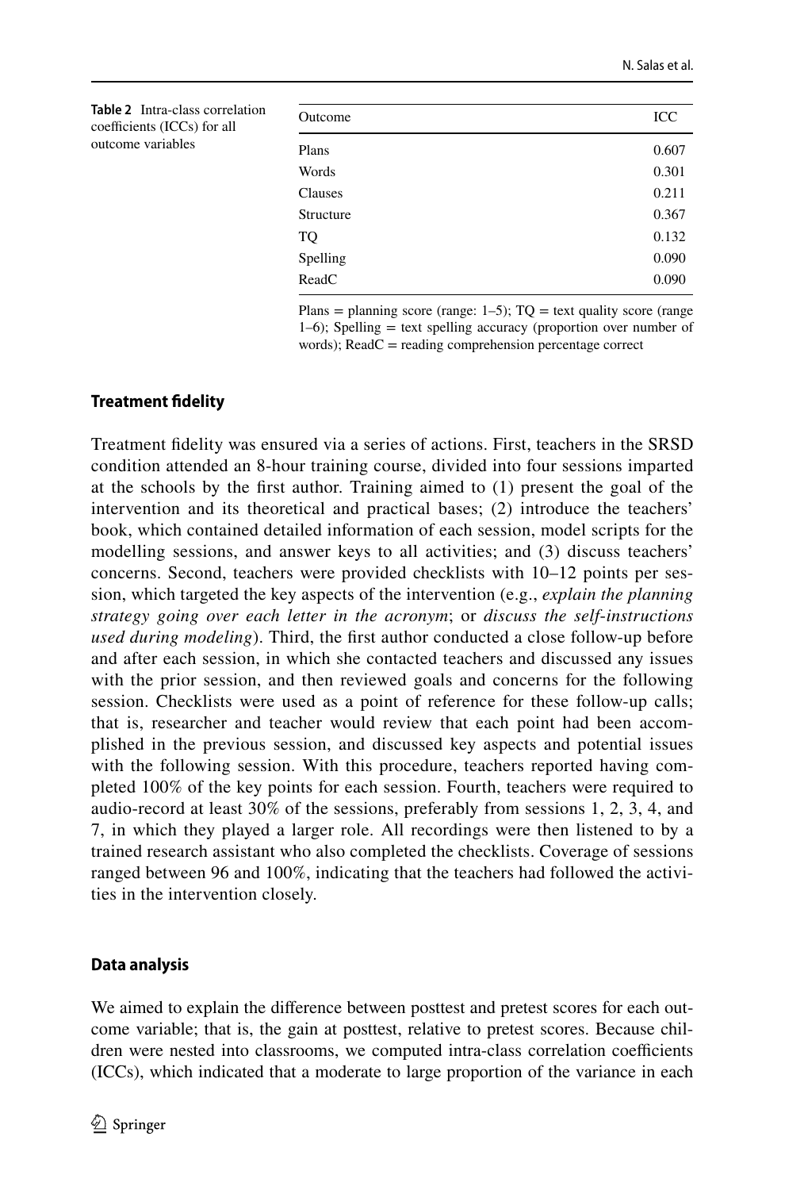**Table 2** Intra-class correlation coefficients (ICCs) for all outcome variables

| Outcome | ICC |
|---|---|
| Plans | 0.607 |
| Words | 0.301 |
| Clauses | 0.211 |
| Structure | 0.367 |
| TQ | 0.132 |
| Spelling | 0.090 |
| ReadC | 0.090 |

Plans = planning score (range: 1–5); TQ = text quality score (range 1–6); Spelling = text spelling accuracy (proportion over number of words); ReadC = reading comprehension percentage correct

### Treatment fidelity

Treatment fidelity was ensured via a series of actions. First, teachers in the SRSD condition attended an 8-hour training course, divided into four sessions imparted at the schools by the first author. Training aimed to (1) present the goal of the intervention and its theoretical and practical bases; (2) introduce the teachers' book, which contained detailed information of each session, model scripts for the modelling sessions, and answer keys to all activities; and (3) discuss teachers' concerns. Second, teachers were provided checklists with 10–12 points per session, which targeted the key aspects of the intervention (e.g., *explain the planning strategy going over each letter in the acronym*; or *discuss the self-instructions used during modeling*). Third, the first author conducted a close follow-up before and after each session, in which she contacted teachers and discussed any issues with the prior session, and then reviewed goals and concerns for the following session. Checklists were used as a point of reference for these follow-up calls; that is, researcher and teacher would review that each point had been accomplished in the previous session, and discussed key aspects and potential issues with the following session. With this procedure, teachers reported having completed 100% of the key points for each session. Fourth, teachers were required to audio-record at least 30% of the sessions, preferably from sessions 1, 2, 3, 4, and 7, in which they played a larger role. All recordings were then listened to by a trained research assistant who also completed the checklists. Coverage of sessions ranged between 96 and 100%, indicating that the teachers had followed the activities in the intervention closely.

### Data analysis

We aimed to explain the difference between posttest and pretest scores for each outcome variable; that is, the gain at posttest, relative to pretest scores. Because children were nested into classrooms, we computed intra-class correlation coefficients (ICCs), which indicated that a moderate to large proportion of the variance in each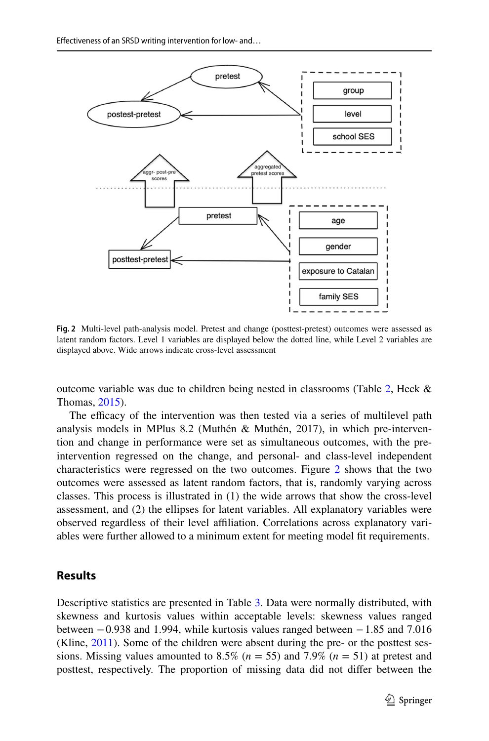**Fig. 2** Multi-level path-analysis model. Pretest and change (posttest-pretest) outcomes were assessed as latent random factors. Level 1 variables are displayed below the dotted line, while Level 2 variables are displayed above. Wide arrows indicate cross-level assessment

outcome variable was due to children being nested in classrooms (Table 2, Heck & Thomas, 2015).

The efficacy of the intervention was then tested via a series of multilevel path analysis models in MPlus 8.2 (Muthén & Muthén, 2017), in which pre-intervention and change in performance were set as simultaneous outcomes, with the pre-intervention regressed on the change, and personal- and class-level independent characteristics were regressed on the two outcomes. Figure 2 shows that the two outcomes were assessed as latent random factors, that is, randomly varying across classes. This process is illustrated in (1) the wide arrows that show the cross-level assessment, and (2) the ellipses for latent variables. All explanatory variables were observed regardless of their level affiliation. Correlations across explanatory variables were further allowed to a minimum extent for meeting model fit requirements.

## Results

Descriptive statistics are presented in Table 3. Data were normally distributed, with skewness and kurtosis values within acceptable levels: skewness values ranged between −0.938 and 1.994, while kurtosis values ranged between −1.85 and 7.016 (Kline, 2011). Some of the children were absent during the pre- or the posttest sessions. Missing values amounted to 8.5% ($n$ = 55) and 7.9% ($n$ = 51) at pretest and posttest, respectively. The proportion of missing data did not differ between the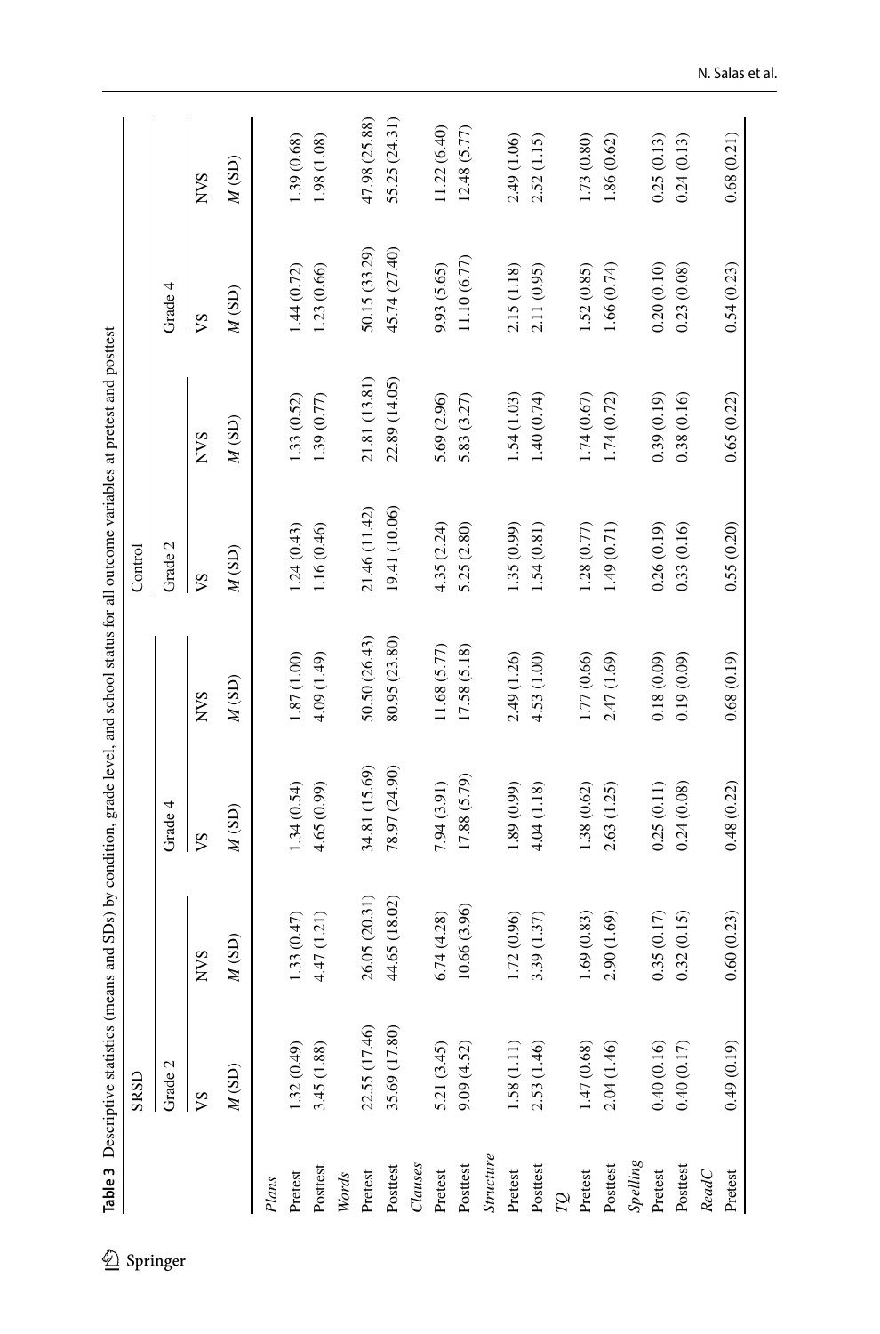**Table 3** Descriptive statistics (means and SDs) by condition, grade level, and school status for all outcome variables at pretest and posttest

| | SRSD | | | | Control | | | |
|---|---|---|---|---|---|---|---|---|
| | Grade 2 | | Grade 4 | | Grade 2 | | Grade 4 | |
| | VS | NVS | VS | NVS | VS | NVS | VS | NVS |
| | *M* (SD) | *M* (SD) | *M* (SD) | *M* (SD) | *M* (SD) | *M* (SD) | *M* (SD) | *M* (SD) |
| *Plans* | | | | | | | | |
| Pretest | 1.32 (0.49) | 1.33 (0.47) | 1.34 (0.54) | 1.87 (1.00) | 1.24 (0.43) | 1.33 (0.52) | 1.44 (0.72) | 1.39 (0.68) |
| Posttest | 3.45 (1.88) | 4.47 (1.21) | 4.65 (0.99) | 4.09 (1.49) | 1.16 (0.46) | 1.39 (0.77) | 1.23 (0.66) | 1.98 (1.08) |
| *Words* | | | | | | | | |
| Pretest | 22.55 (17.46) | 26.05 (20.31) | 34.81 (15.69) | 50.50 (26.43) | 21.46 (11.42) | 21.81 (13.81) | 50.15 (33.29) | 47.98 (25.88) |
| Posttest | 35.69 (17.80) | 44.65 (18.02) | 78.97 (24.90) | 80.95 (23.80) | 19.41 (10.06) | 22.89 (14.05) | 45.74 (27.40) | 55.25 (24.31) |
| *Clauses* | | | | | | | | |
| Pretest | 5.21 (3.45) | 6.74 (4.28) | 7.94 (3.91) | 11.68 (5.77) | 4.35 (2.24) | 5.69 (2.96) | 9.93 (5.65) | 11.22 (6.40) |
| Posttest | 9.09 (4.52) | 10.66 (3.96) | 17.88 (5.79) | 17.58 (5.18) | 5.25 (2.80) | 5.83 (3.27) | 11.10 (6.77) | 12.48 (5.77) |
| *Structure* | | | | | | | | |
| Pretest | 1.58 (1.11) | 1.72 (0.96) | 1.89 (0.99) | 2.49 (1.26) | 1.35 (0.99) | 1.54 (1.03) | 2.15 (1.18) | 2.49 (1.06) |
| Posttest | 2.53 (1.46) | 3.39 (1.37) | 4.04 (1.18) | 4.53 (1.00) | 1.54 (0.81) | 1.40 (0.74) | 2.11 (0.95) | 2.52 (1.15) |
| *TQ* | | | | | | | | |
| Pretest | 1.47 (0.68) | 1.69 (0.83) | 1.38 (0.62) | 1.77 (0.66) | 1.28 (0.77) | 1.74 (0.67) | 1.52 (0.85) | 1.73 (0.80) |
| Posttest | 2.04 (1.46) | 2.90 (1.69) | 2.63 (1.25) | 2.47 (1.69) | 1.49 (0.71) | 1.74 (0.72) | 1.66 (0.74) | 1.86 (0.62) |
| *Spelling* | | | | | | | | |
| Pretest | 0.40 (0.16) | 0.35 (0.17) | 0.25 (0.11) | 0.18 (0.09) | 0.26 (0.19) | 0.39 (0.19) | 0.20 (0.10) | 0.25 (0.13) |
| Posttest | 0.40 (0.17) | 0.32 (0.15) | 0.24 (0.08) | 0.19 (0.09) | 0.33 (0.16) | 0.38 (0.16) | 0.23 (0.08) | 0.24 (0.13) |
| *ReadC* | | | | | | | | |
| Pretest | 0.49 (0.19) | 0.60 (0.23) | 0.48 (0.22) | 0.68 (0.19) | 0.55 (0.20) | 0.65 (0.22) | 0.54 (0.23) | 0.68 (0.21) |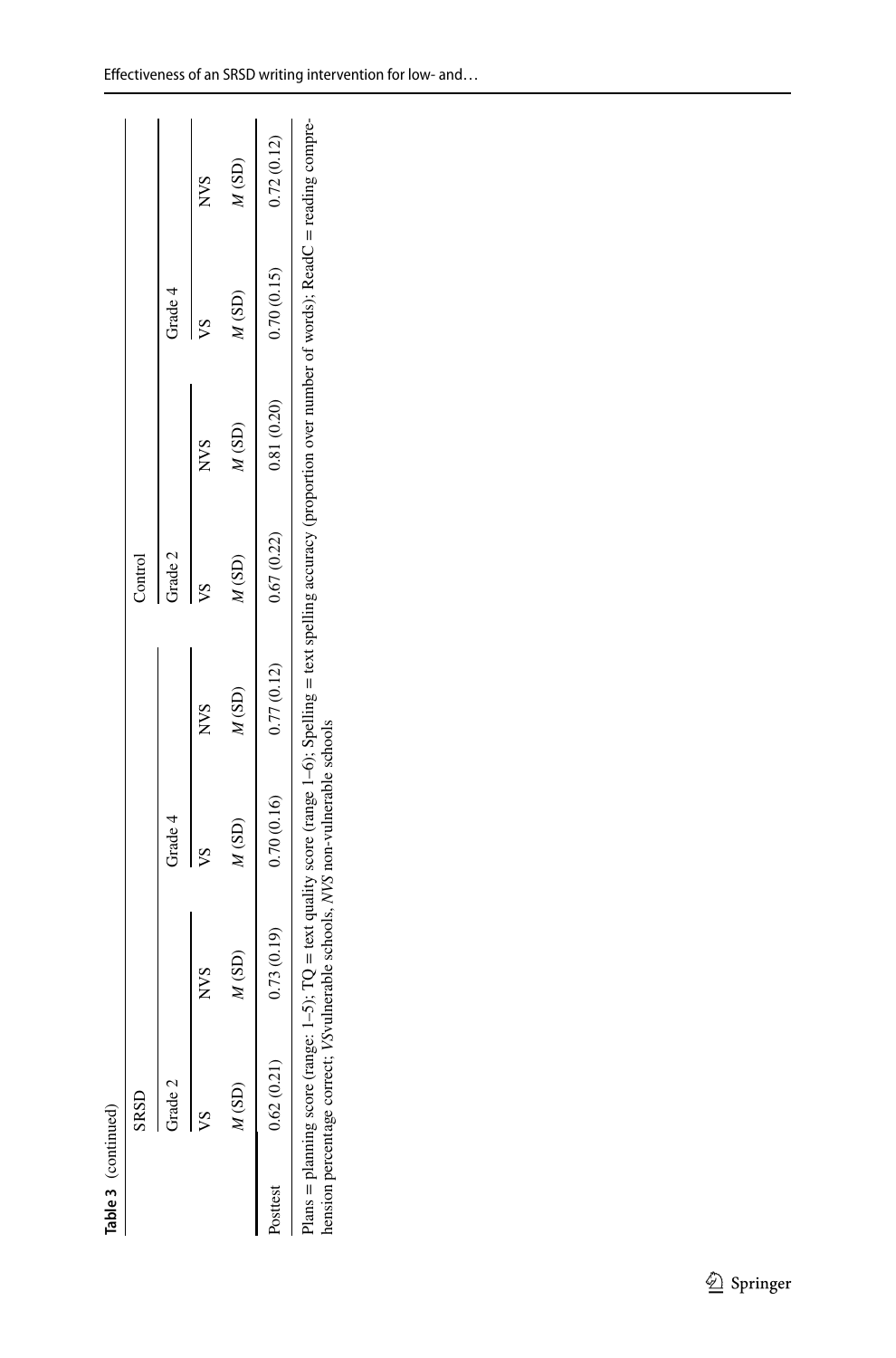**Table 3** (continued)

| | SRSD | | | | Control | | | |
|---|---|---|---|---|---|---|---|---|
| | Grade 2 | | Grade 4 | | Grade 2 | | Grade 4 | |
| | VS | NVS | VS | NVS | VS | NVS | VS | NVS |
| | *M* (SD) | *M* (SD) | *M* (SD) | *M* (SD) | *M* (SD) | *M* (SD) | *M* (SD) | *M* (SD) |
| Posttest | 0.62 (0.21) | 0.73 (0.19) | 0.70 (0.16) | 0.77 (0.12) | 0.67 (0.22) | 0.81 (0.20) | 0.70 (0.15) | 0.72 (0.12) |

Plans = planning score (range: 1–5); TQ = text quality score (range 1–6); Spelling = text spelling accuracy (proportion over number of words); ReadC = reading comprehension percentage correct; *VS* vulnerable schools, *NVS* non-vulnerable schools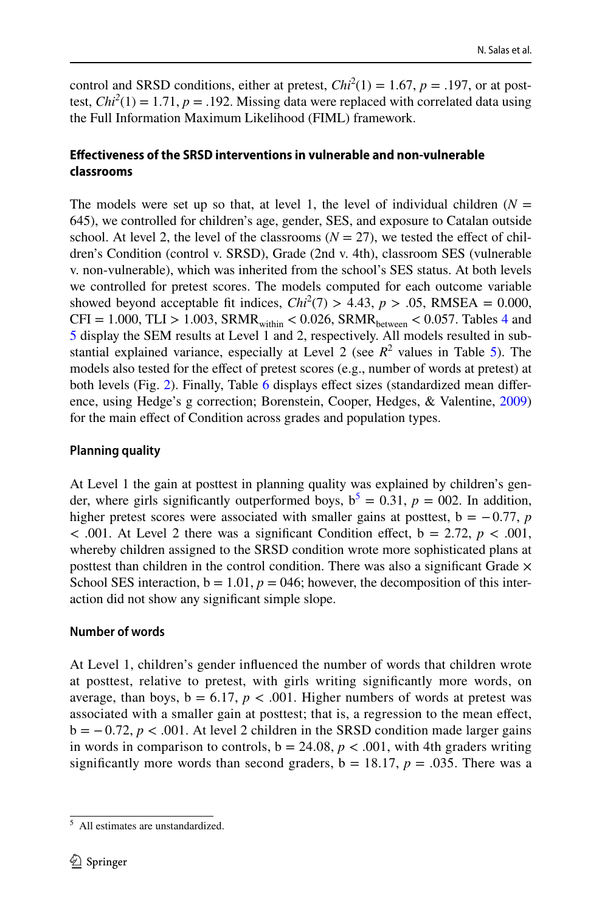control and SRSD conditions, either at pretest, $Chi^2(1) = 1.67$, $p = .197$, or at posttest, $Chi^2(1) = 1.71$, $p = .192$. Missing data were replaced with correlated data using the Full Information Maximum Likelihood (FIML) framework.

### Effectiveness of the SRSD interventions in vulnerable and non-vulnerable classrooms

The models were set up so that, at level 1, the level of individual children ($N = 645$), we controlled for children's age, gender, SES, and exposure to Catalan outside school. At level 2, the level of the classrooms ($N = 27$), we tested the effect of children's Condition (control v. SRSD), Grade (2nd v. 4th), classroom SES (vulnerable v. non-vulnerable), which was inherited from the school's SES status. At both levels we controlled for pretest scores. The models computed for each outcome variable showed beyond acceptable fit indices, $Chi^2(7) > 4.43$, $p > .05$, RMSEA = 0.000, CFI = 1.000, TLI > 1.003, $SRMR_{within} < 0.026$, $SRMR_{between} < 0.057$. Tables 4 and 5 display the SEM results at Level 1 and 2, respectively. All models resulted in substantial explained variance, especially at Level 2 (see $R^2$ values in Table 5). The models also tested for the effect of pretest scores (e.g., number of words at pretest) at both levels (Fig. 2). Finally, Table 6 displays effect sizes (standardized mean difference, using Hedge's g correction; Borenstein, Cooper, Hedges, & Valentine, 2009) for the main effect of Condition across grades and population types.

#### Planning quality

At Level 1 the gain at posttest in planning quality was explained by children's gender, where girls significantly outperformed boys, b[5] = 0.31, $p$ = 002. In addition, higher pretest scores were associated with smaller gains at posttest, b = −0.77, $p < .001$. At Level 2 there was a significant Condition effect, b = 2.72, $p < .001$, whereby children assigned to the SRSD condition wrote more sophisticated plans at posttest than children in the control condition. There was also a significant Grade × School SES interaction, b = 1.01, $p$ = 046; however, the decomposition of this interaction did not show any significant simple slope.

#### Number of words

At Level 1, children's gender influenced the number of words that children wrote at posttest, relative to pretest, with girls writing significantly more words, on average, than boys, b = 6.17, $p < .001$. Higher numbers of words at pretest was associated with a smaller gain at posttest; that is, a regression to the mean effect, b = −0.72, $p < .001$. At level 2 children in the SRSD condition made larger gains in words in comparison to controls, b = 24.08, $p < .001$, with 4th graders writing significantly more words than second graders, b = 18.17, $p = .035$. There was a

[5] All estimates are unstandardized.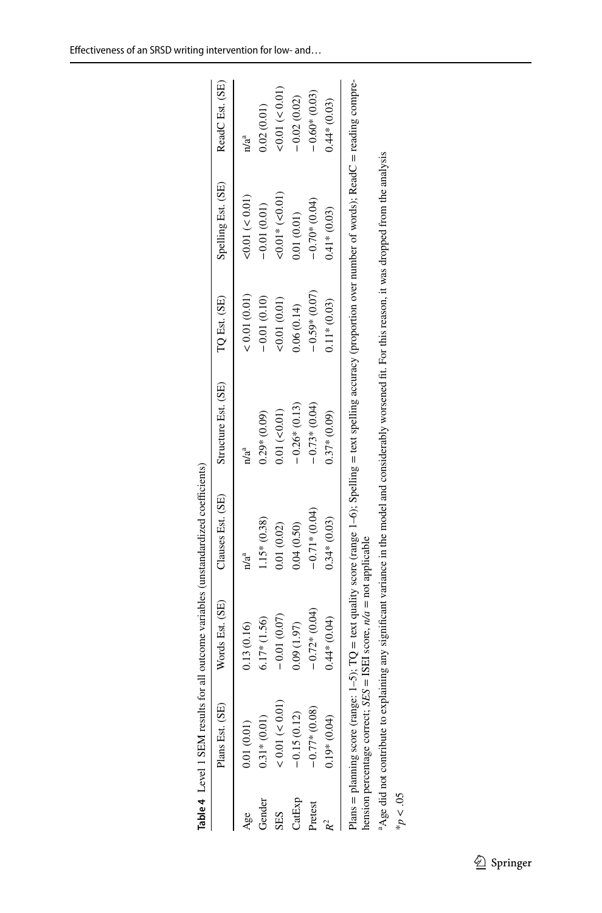**Table 4** Level 1 SEM results for all outcome variables (unstandardized coefficients)

| | Plans Est. (SE) | Words Est. (SE) | Clauses Est. (SE) | Structure Est. (SE) | TQ Est. (SE) | Spelling Est. (SE) | ReadC Est. (SE) |
|---|---|---|---|---|---|---|---|
| Age | 0.01 (0.01) | 0.13 (0.16) | n/a[a] | n/a[a] | < 0.01 (0.01) | <0.01 (< 0.01) | n/a[a] |
| Gender | 0.31* (0.01) | 6.17* (1.56) | 1.15* (0.38) | 0.29* (0.09) | −0.01 (0.10) | −0.01 (0.01) | 0.02 (0.01) |
| SES | < 0.01 (< 0.01) | −0.01 (0.07) | 0.01 (0.02) | 0.01 (<0.01) | <0.01 (0.01) | <0.01* (<0.01) | <0.01 (< 0.01) |
| CatExp | −0.15 (0.12) | 0.09 (1.97) | 0.04 (0.50) | −0.26* (0.13) | 0.06 (0.14) | 0.01 (0.01) | −0.02 (0.02) |
| Pretest | −0.77* (0.08) | −0.72* (0.04) | −0.71* (0.04) | −0.73* (0.04) | −0.59* (0.07) | −0.70* (0.04) | −0.60* (0.03) |
| $R^2$ | 0.19* (0.04) | 0.44* (0.04) | 0.34* (0.03) | 0.37* (0.09) | 0.11* (0.03) | 0.41* (0.03) | 0.44* (0.03) |

Plans = planning score (range: 1–5); TQ = text quality score (range 1–6); Spelling = text spelling accuracy (proportion over number of words); ReadC = reading comprehension percentage correct; *SES* = ISEI score, *n/a* = not applicable

[a]Age did not contribute to explaining any significant variance in the model and considerably worsened fit. For this reason, it was dropped from the analysis

*$p < .05$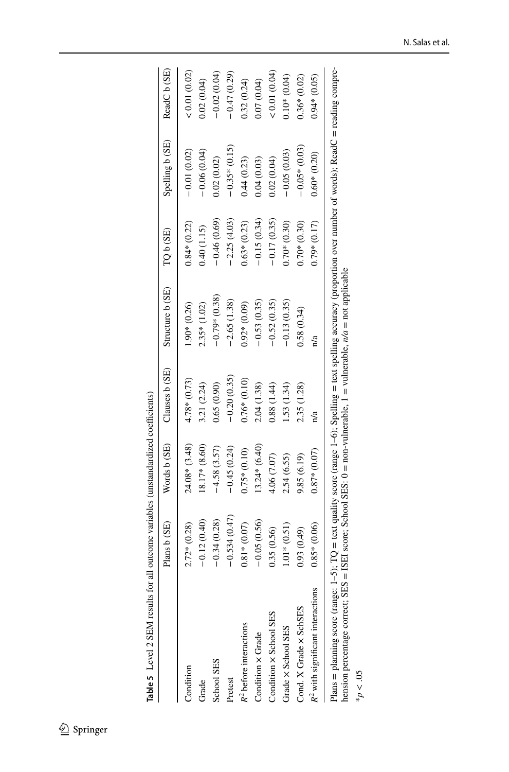**Table 5** Level 2 SEM results for all outcome variables (unstandardized coefficients)

| | Plans b (SE) | Words b (SE) | Clauses b (SE) | Structure b (SE) | TQ b (SE) | Spelling b (SE) | ReadC b (SE) |
|---|---|---|---|---|---|---|---|
| Condition | 2.72* (0.28) | 24.08* (3.48) | 4.78* (0.73) | 1.90* (0.26) | 0.84* (0.22) | −0.01 (0.02) | < 0.01 (0.02) |
| Grade | −0.12 (0.40) | 18.17* (8.60) | 3.21 (2.24) | 2.35* (1.02) | 0.40 (1.15) | −0.06 (0.04) | 0.02 (0.04) |
| School SES | −0.34 (0.28) | −4.58 (3.57) | 0.65 (0.90) | −0.79* (0.38) | −0.46 (0.69) | 0.02 (0.02) | −0.02 (0.04) |
| Pretest | −0.534 (0.47) | −0.45 (0.24) | −0.20 (0.35) | −2.65 (1.38) | −2.25 (4.03) | −0.35* (0.15) | −0.47 (0.29) |
| $R^2$ before interactions | 0.81* (0.07) | 0.75* (0.10) | 0.76* (0.10) | 0.92* (0.09) | 0.63* (0.23) | 0.44 (0.23) | 0.32 (0.24) |
| Condition × Grade | −0.05 (0.56) | 13.24* (6.40) | 2.04 (1.38) | −0.53 (0.35) | −0.15 (0.34) | 0.04 (0.03) | 0.07 (0.04) |
| Condition × School SES | 0.35 (0.56) | 4.06 (7.07) | 0.88 (1.44) | −0.52 (0.35) | −0.17 (0.35) | 0.02 (0.04) | < 0.01 (0.04) |
| Grade × School SES | 1.01* (0.51) | 2.54 (6.55) | 1.53 (1.34) | −0.13 (0.35) | 0.70* (0.30) | −0.05 (0.03) | 0.10* (0.04) |
| Cond. X Grade × SchSES | 0.93 (0.49) | 9.85 (6.19) | 2.35 (1.28) | 0.58 (0.34) | 0.70* (0.30) | −0.05* (0.03) | 0.36* (0.02) |
| $R^2$ with significant interactions | 0.85* (0.06) | 0.87* (0.07) | n/a | n/a | 0.79* (0.17) | 0.60* (0.20) | 0.94* (0.05) |

Plans = planning score (range: 1–5); TQ = text quality score (range 1–6); Spelling = text spelling accuracy (proportion over number of words); ReadC = reading comprehension percentage correct; SES = ISEI score; School SES: 0 = non-vulnerable, 1 = vulnerable, *n/a* = not applicable

*$p < .05$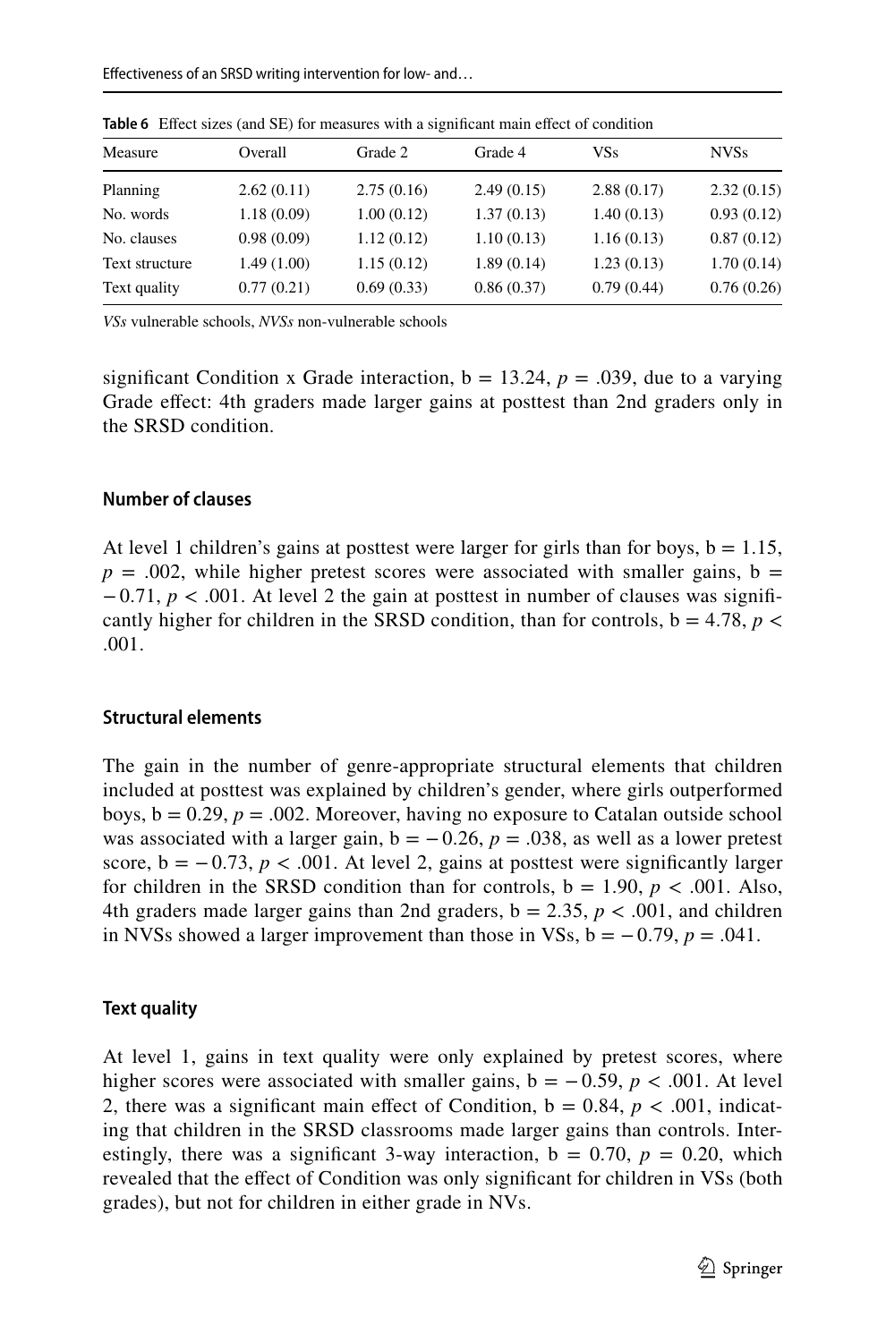**Table 6** Effect sizes (and SE) for measures with a significant main effect of condition

| Measure | Overall | Grade 2 | Grade 4 | VSs | NVSs |
|---|---|---|---|---|---|
| Planning | 2.62 (0.11) | 2.75 (0.16) | 2.49 (0.15) | 2.88 (0.17) | 2.32 (0.15) |
| No. words | 1.18 (0.09) | 1.00 (0.12) | 1.37 (0.13) | 1.40 (0.13) | 0.93 (0.12) |
| No. clauses | 0.98 (0.09) | 1.12 (0.12) | 1.10 (0.13) | 1.16 (0.13) | 0.87 (0.12) |
| Text structure | 1.49 (1.00) | 1.15 (0.12) | 1.89 (0.14) | 1.23 (0.13) | 1.70 (0.14) |
| Text quality | 0.77 (0.21) | 0.69 (0.33) | 0.86 (0.37) | 0.79 (0.44) | 0.76 (0.26) |

*VSs* vulnerable schools, *NVSs* non-vulnerable schools

significant Condition x Grade interaction, b = 13.24, $p = .039$, due to a varying Grade effect: 4th graders made larger gains at posttest than 2nd graders only in the SRSD condition.

### Number of clauses

At level 1 children's gains at posttest were larger for girls than for boys, b = 1.15, $p = .002$, while higher pretest scores were associated with smaller gains, b = −0.71, $p < .001$. At level 2 the gain at posttest in number of clauses was significantly higher for children in the SRSD condition, than for controls, b = 4.78, $p < .001$.

### Structural elements

The gain in the number of genre-appropriate structural elements that children included at posttest was explained by children's gender, where girls outperformed boys, b = 0.29, $p = .002$. Moreover, having no exposure to Catalan outside school was associated with a larger gain, b = −0.26, $p = .038$, as well as a lower pretest score, b = −0.73, $p < .001$. At level 2, gains at posttest were significantly larger for children in the SRSD condition than for controls, b = 1.90, $p < .001$. Also, 4th graders made larger gains than 2nd graders, b = 2.35, $p < .001$, and children in NVSs showed a larger improvement than those in VSs, b = −0.79, $p = .041$.

### Text quality

At level 1, gains in text quality were only explained by pretest scores, where higher scores were associated with smaller gains, b = −0.59, $p < .001$. At level 2, there was a significant main effect of Condition, b = 0.84, $p < .001$, indicating that children in the SRSD classrooms made larger gains than controls. Interestingly, there was a significant 3-way interaction, b = 0.70, $p = 0.20$, which revealed that the effect of Condition was only significant for children in VSs (both grades), but not for children in either grade in NVs.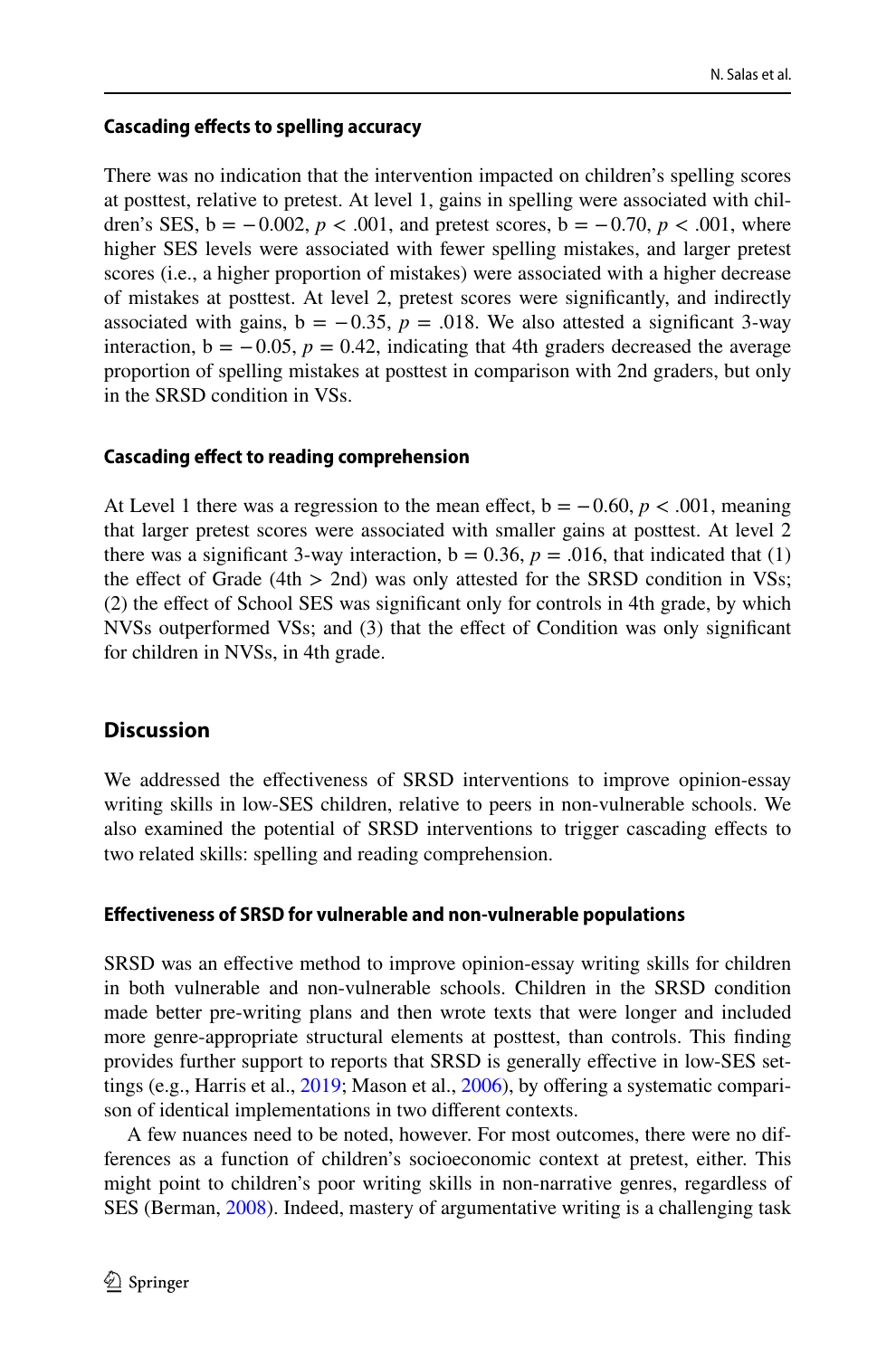### Cascading effects to spelling accuracy

There was no indication that the intervention impacted on children's spelling scores at posttest, relative to pretest. At level 1, gains in spelling were associated with children's SES, $b = -0.002$, $p < .001$, and pretest scores, $b = -0.70$, $p < .001$, where higher SES levels were associated with fewer spelling mistakes, and larger pretest scores (i.e., a higher proportion of mistakes) were associated with a higher decrease of mistakes at posttest. At level 2, pretest scores were significantly, and indirectly associated with gains, $b = -0.35$, $p = .018$. We also attested a significant 3-way interaction, $b = -0.05$, $p = 0.42$, indicating that 4th graders decreased the average proportion of spelling mistakes at posttest in comparison with 2nd graders, but only in the SRSD condition in VSs.

### Cascading effect to reading comprehension

At Level 1 there was a regression to the mean effect, $b = -0.60$, $p < .001$, meaning that larger pretest scores were associated with smaller gains at posttest. At level 2 there was a significant 3-way interaction, $b = 0.36$, $p = .016$, that indicated that (1) the effect of Grade (4th > 2nd) was only attested for the SRSD condition in VSs; (2) the effect of School SES was significant only for controls in 4th grade, by which NVSs outperformed VSs; and (3) that the effect of Condition was only significant for children in NVSs, in 4th grade.

## Discussion

We addressed the effectiveness of SRSD interventions to improve opinion-essay writing skills in low-SES children, relative to peers in non-vulnerable schools. We also examined the potential of SRSD interventions to trigger cascading effects to two related skills: spelling and reading comprehension.

### Effectiveness of SRSD for vulnerable and non-vulnerable populations

SRSD was an effective method to improve opinion-essay writing skills for children in both vulnerable and non-vulnerable schools. Children in the SRSD condition made better pre-writing plans and then wrote texts that were longer and included more genre-appropriate structural elements at posttest, than controls. This finding provides further support to reports that SRSD is generally effective in low-SES settings (e.g., Harris et al., 2019; Mason et al., 2006), by offering a systematic comparison of identical implementations in two different contexts.

A few nuances need to be noted, however. For most outcomes, there were no differences as a function of children's socioeconomic context at pretest, either. This might point to children's poor writing skills in non-narrative genres, regardless of SES (Berman, 2008). Indeed, mastery of argumentative writing is a challenging task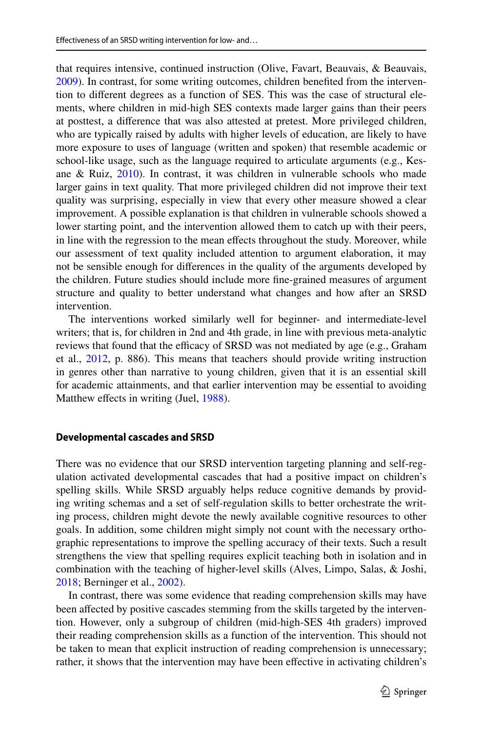that requires intensive, continued instruction (Olive, Favart, Beauvais, & Beauvais, 2009). In contrast, for some writing outcomes, children benefited from the intervention to different degrees as a function of SES. This was the case of structural elements, where children in mid-high SES contexts made larger gains than their peers at posttest, a difference that was also attested at pretest. More privileged children, who are typically raised by adults with higher levels of education, are likely to have more exposure to uses of language (written and spoken) that resemble academic or school-like usage, such as the language required to articulate arguments (e.g., Kesane & Ruiz, 2010). In contrast, it was children in vulnerable schools who made larger gains in text quality. That more privileged children did not improve their text quality was surprising, especially in view that every other measure showed a clear improvement. A possible explanation is that children in vulnerable schools showed a lower starting point, and the intervention allowed them to catch up with their peers, in line with the regression to the mean effects throughout the study. Moreover, while our assessment of text quality included attention to argument elaboration, it may not be sensible enough for differences in the quality of the arguments developed by the children. Future studies should include more fine-grained measures of argument structure and quality to better understand what changes and how after an SRSD intervention.

The interventions worked similarly well for beginner- and intermediate-level writers; that is, for children in 2nd and 4th grade, in line with previous meta-analytic reviews that found that the efficacy of SRSD was not mediated by age (e.g., Graham et al., 2012, p. 886). This means that teachers should provide writing instruction in genres other than narrative to young children, given that it is an essential skill for academic attainments, and that earlier intervention may be essential to avoiding Matthew effects in writing (Juel, 1988).

### Developmental cascades and SRSD

There was no evidence that our SRSD intervention targeting planning and self-regulation activated developmental cascades that had a positive impact on children's spelling skills. While SRSD arguably helps reduce cognitive demands by providing writing schemas and a set of self-regulation skills to better orchestrate the writing process, children might devote the newly available cognitive resources to other goals. In addition, some children might simply not count with the necessary orthographic representations to improve the spelling accuracy of their texts. Such a result strengthens the view that spelling requires explicit teaching both in isolation and in combination with the teaching of higher-level skills (Alves, Limpo, Salas, & Joshi, 2018; Berninger et al., 2002).

In contrast, there was some evidence that reading comprehension skills may have been affected by positive cascades stemming from the skills targeted by the intervention. However, only a subgroup of children (mid-high-SES 4th graders) improved their reading comprehension skills as a function of the intervention. This should not be taken to mean that explicit instruction of reading comprehension is unnecessary; rather, it shows that the intervention may have been effective in activating children's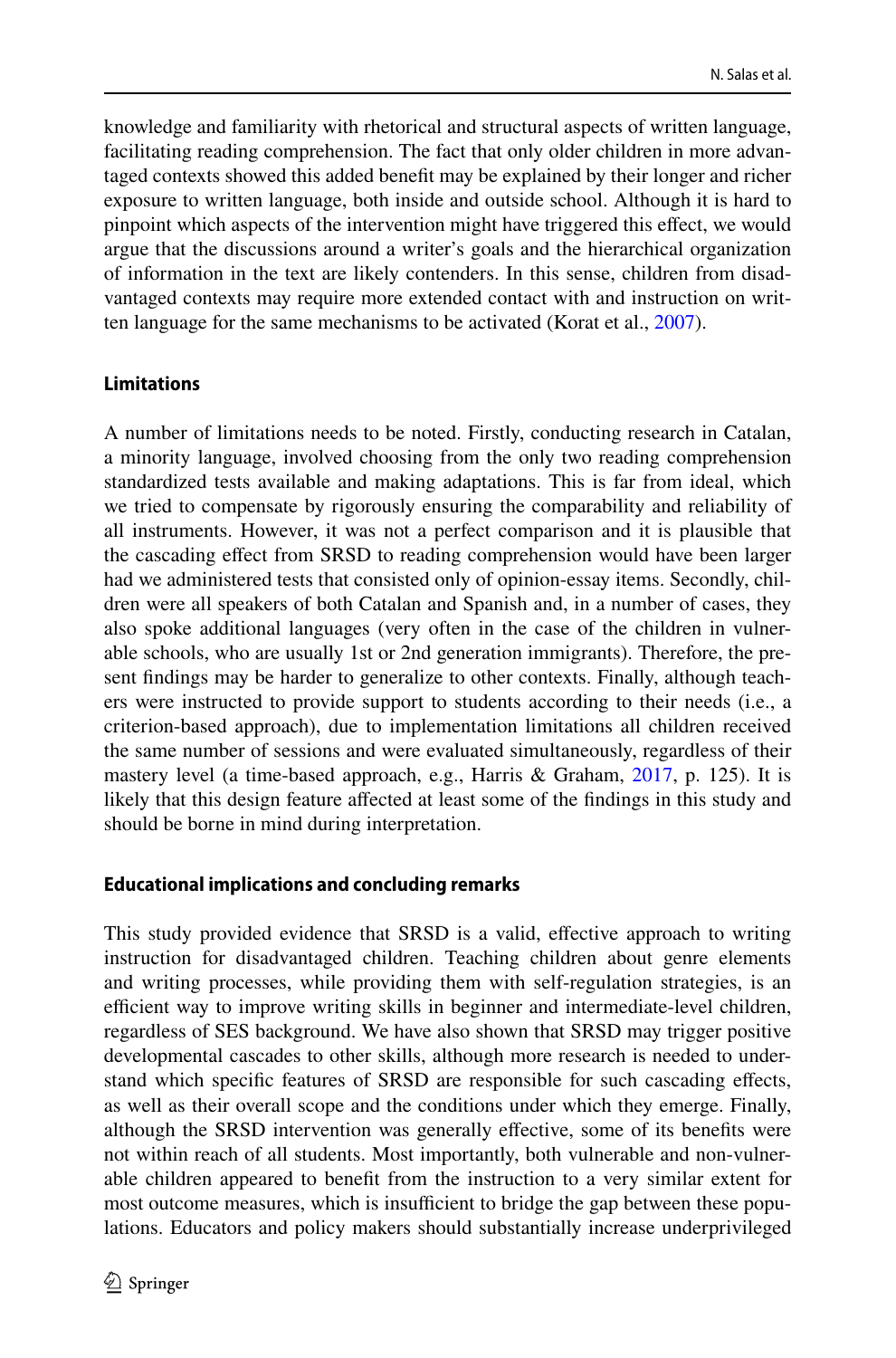knowledge and familiarity with rhetorical and structural aspects of written language, facilitating reading comprehension. The fact that only older children in more advantaged contexts showed this added benefit may be explained by their longer and richer exposure to written language, both inside and outside school. Although it is hard to pinpoint which aspects of the intervention might have triggered this effect, we would argue that the discussions around a writer's goals and the hierarchical organization of information in the text are likely contenders. In this sense, children from disadvantaged contexts may require more extended contact with and instruction on written language for the same mechanisms to be activated (Korat et al., 2007).

### Limitations

A number of limitations needs to be noted. Firstly, conducting research in Catalan, a minority language, involved choosing from the only two reading comprehension standardized tests available and making adaptations. This is far from ideal, which we tried to compensate by rigorously ensuring the comparability and reliability of all instruments. However, it was not a perfect comparison and it is plausible that the cascading effect from SRSD to reading comprehension would have been larger had we administered tests that consisted only of opinion-essay items. Secondly, children were all speakers of both Catalan and Spanish and, in a number of cases, they also spoke additional languages (very often in the case of the children in vulnerable schools, who are usually 1st or 2nd generation immigrants). Therefore, the present findings may be harder to generalize to other contexts. Finally, although teachers were instructed to provide support to students according to their needs (i.e., a criterion-based approach), due to implementation limitations all children received the same number of sessions and were evaluated simultaneously, regardless of their mastery level (a time-based approach, e.g., Harris & Graham, 2017, p. 125). It is likely that this design feature affected at least some of the findings in this study and should be borne in mind during interpretation.

### Educational implications and concluding remarks

This study provided evidence that SRSD is a valid, effective approach to writing instruction for disadvantaged children. Teaching children about genre elements and writing processes, while providing them with self-regulation strategies, is an efficient way to improve writing skills in beginner and intermediate-level children, regardless of SES background. We have also shown that SRSD may trigger positive developmental cascades to other skills, although more research is needed to understand which specific features of SRSD are responsible for such cascading effects, as well as their overall scope and the conditions under which they emerge. Finally, although the SRSD intervention was generally effective, some of its benefits were not within reach of all students. Most importantly, both vulnerable and non-vulnerable children appeared to benefit from the instruction to a very similar extent for most outcome measures, which is insufficient to bridge the gap between these populations. Educators and policy makers should substantially increase underprivileged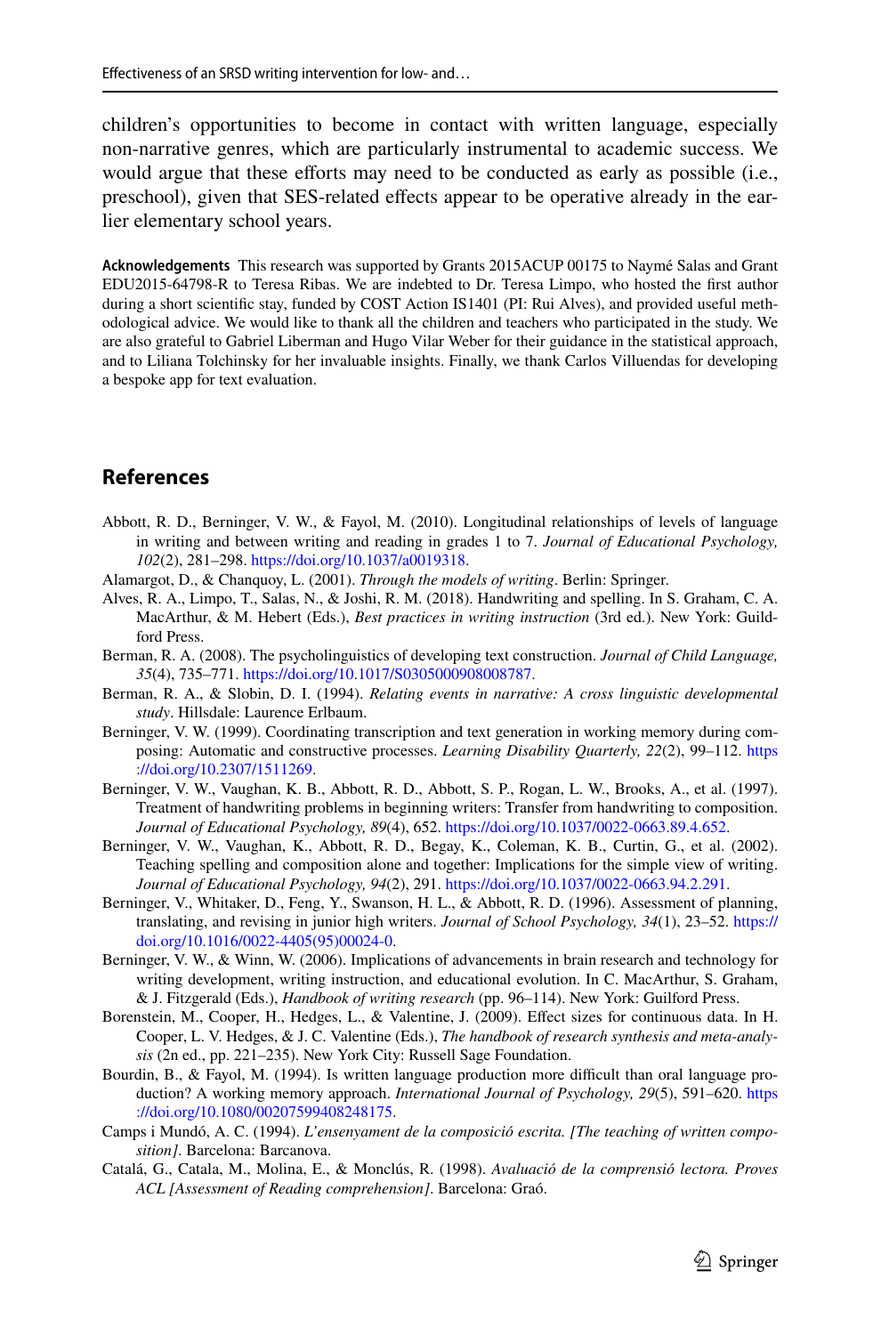children's opportunities to become in contact with written language, especially non-narrative genres, which are particularly instrumental to academic success. We would argue that these efforts may need to be conducted as early as possible (i.e., preschool), given that SES-related effects appear to be operative already in the earlier elementary school years.

**Acknowledgements** This research was supported by Grants 2015ACUP 00175 to Naymé Salas and Grant EDU2015-64798-R to Teresa Ribas. We are indebted to Dr. Teresa Limpo, who hosted the first author during a short scientific stay, funded by COST Action IS1401 (PI: Rui Alves), and provided useful methodological advice. We would like to thank all the children and teachers who participated in the study. We are also grateful to Gabriel Liberman and Hugo Vilar Weber for their guidance in the statistical approach, and to Liliana Tolchinsky for her invaluable insights. Finally, we thank Carlos Villuendas for developing a bespoke app for text evaluation.

## References

Abbott, R. D., Berninger, V. W., & Fayol, M. (2010). Longitudinal relationships of levels of language in writing and between writing and reading in grades 1 to 7. *Journal of Educational Psychology, 102*(2), 281–298. https://doi.org/10.1037/a0019318.

Alamargot, D., & Chanquoy, L. (2001). *Through the models of writing*. Berlin: Springer.

Alves, R. A., Limpo, T., Salas, N., & Joshi, R. M. (2018). Handwriting and spelling. In S. Graham, C. A. MacArthur, & M. Hebert (Eds.), *Best practices in writing instruction* (3rd ed.). New York: Guildford Press.

Berman, R. A. (2008). The psycholinguistics of developing text construction. *Journal of Child Language, 35*(4), 735–771. https://doi.org/10.1017/S0305000908008787.

Berman, R. A., & Slobin, D. I. (1994). *Relating events in narrative: A cross linguistic developmental study*. Hillsdale: Laurence Erlbaum.

Berninger, V. W. (1999). Coordinating transcription and text generation in working memory during composing: Automatic and constructive processes. *Learning Disability Quarterly, 22*(2), 99–112. https://doi.org/10.2307/1511269.

Berninger, V. W., Vaughan, K. B., Abbott, R. D., Abbott, S. P., Rogan, L. W., Brooks, A., et al. (1997). Treatment of handwriting problems in beginning writers: Transfer from handwriting to composition. *Journal of Educational Psychology, 89*(4), 652. https://doi.org/10.1037/0022-0663.89.4.652.

Berninger, V. W., Vaughan, K., Abbott, R. D., Begay, K., Coleman, K. B., Curtin, G., et al. (2002). Teaching spelling and composition alone and together: Implications for the simple view of writing. *Journal of Educational Psychology, 94*(2), 291. https://doi.org/10.1037/0022-0663.94.2.291.

Berninger, V., Whitaker, D., Feng, Y., Swanson, H. L., & Abbott, R. D. (1996). Assessment of planning, translating, and revising in junior high writers. *Journal of School Psychology, 34*(1), 23–52. https://doi.org/10.1016/0022-4405(95)00024-0.

Berninger, V. W., & Winn, W. (2006). Implications of advancements in brain research and technology for writing development, writing instruction, and educational evolution. In C. MacArthur, S. Graham, & J. Fitzgerald (Eds.), *Handbook of writing research* (pp. 96–114). New York: Guilford Press.

Borenstein, M., Cooper, H., Hedges, L., & Valentine, J. (2009). Effect sizes for continuous data. In H. Cooper, L. V. Hedges, & J. C. Valentine (Eds.), *The handbook of research synthesis and meta-analysis* (2n ed., pp. 221–235). New York City: Russell Sage Foundation.

Bourdin, B., & Fayol, M. (1994). Is written language production more difficult than oral language production? A working memory approach. *International Journal of Psychology, 29*(5), 591–620. https://doi.org/10.1080/00207599408248175.

Camps i Mundó, A. C. (1994). *L'ensenyament de la composició escrita. [The teaching of written composition]*. Barcelona: Barcanova.

Catalá, G., Catala, M., Molina, E., & Monclús, R. (1998). *Avaluació de la comprensió lectora. Proves ACL [Assessment of Reading comprehension]*. Barcelona: Graó.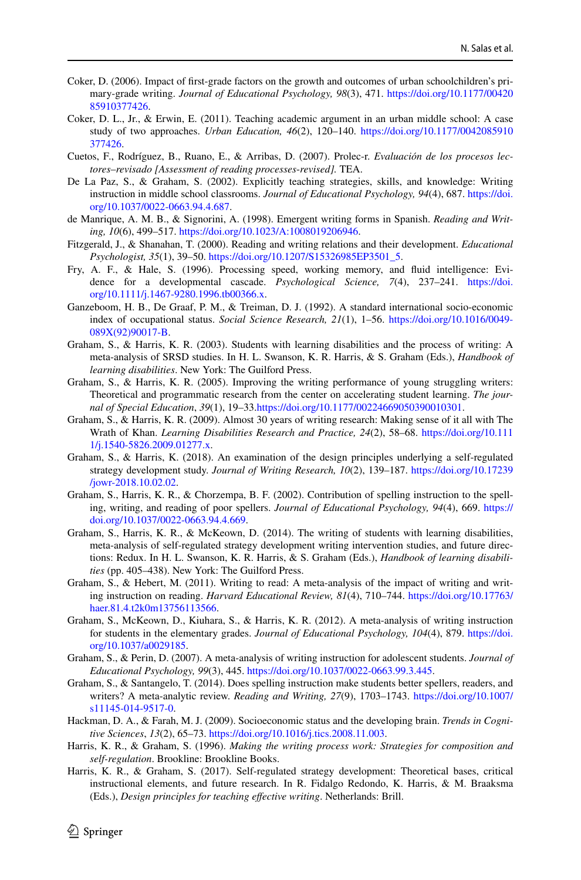Coker, D. (2006). Impact of first-grade factors on the growth and outcomes of urban schoolchildren's primary-grade writing. *Journal of Educational Psychology, 98*(3), 471. https://doi.org/10.1177/0042085910377426.

Coker, D. L., Jr., & Erwin, E. (2011). Teaching academic argument in an urban middle school: A case study of two approaches. *Urban Education, 46*(2), 120–140. https://doi.org/10.1177/0042085910377426.

Cuetos, F., Rodríguez, B., Ruano, E., & Arribas, D. (2007). Prolec-r. *Evaluación de los procesos lectores–revisado [Assessment of reading processes-revised]*. TEA.

De La Paz, S., & Graham, S. (2002). Explicitly teaching strategies, skills, and knowledge: Writing instruction in middle school classrooms. *Journal of Educational Psychology, 94*(4), 687. https://doi.org/10.1037/0022-0663.94.4.687.

de Manrique, A. M. B., & Signorini, A. (1998). Emergent writing forms in Spanish. *Reading and Writing, 10*(6), 499–517. https://doi.org/10.1023/A:1008019206946.

Fitzgerald, J., & Shanahan, T. (2000). Reading and writing relations and their development. *Educational Psychologist, 35*(1), 39–50. https://doi.org/10.1207/S15326985EP3501_5.

Fry, A. F., & Hale, S. (1996). Processing speed, working memory, and fluid intelligence: Evidence for a developmental cascade. *Psychological Science, 7*(4), 237–241. https://doi.org/10.1111/j.1467-9280.1996.tb00366.x.

Ganzeboom, H. B., De Graaf, P. M., & Treiman, D. J. (1992). A standard international socio-economic index of occupational status. *Social Science Research, 21*(1), 1–56. https://doi.org/10.1016/0049-089X(92)90017-B.

Graham, S., & Harris, K. R. (2003). Students with learning disabilities and the process of writing: A meta-analysis of SRSD studies. In H. L. Swanson, K. R. Harris, & S. Graham (Eds.), *Handbook of learning disabilities*. New York: The Guilford Press.

Graham, S., & Harris, K. R. (2005). Improving the writing performance of young struggling writers: Theoretical and programmatic research from the center on accelerating student learning. *The journal of Special Education*, *39*(1), 19–33.https://doi.org/10.1177/00224669050390010301.

Graham, S., & Harris, K. R. (2009). Almost 30 years of writing research: Making sense of it all with The Wrath of Khan. *Learning Disabilities Research and Practice, 24*(2), 58–68. https://doi.org/10.1111/j.1540-5826.2009.01277.x.

Graham, S., & Harris, K. (2018). An examination of the design principles underlying a self-regulated strategy development study. *Journal of Writing Research, 10*(2), 139–187. https://doi.org/10.17239/jowr-2018.10.02.02.

Graham, S., Harris, K. R., & Chorzempa, B. F. (2002). Contribution of spelling instruction to the spelling, writing, and reading of poor spellers. *Journal of Educational Psychology, 94*(4), 669. https://doi.org/10.1037/0022-0663.94.4.669.

Graham, S., Harris, K. R., & McKeown, D. (2014). The writing of students with learning disabilities, meta-analysis of self-regulated strategy development writing intervention studies, and future directions: Redux. In H. L. Swanson, K. R. Harris, & S. Graham (Eds.), *Handbook of learning disabilities* (pp. 405–438). New York: The Guilford Press.

Graham, S., & Hebert, M. (2011). Writing to read: A meta-analysis of the impact of writing and writing instruction on reading. *Harvard Educational Review, 81*(4), 710–744. https://doi.org/10.17763/haer.81.4.t2k0m13756113566.

Graham, S., McKeown, D., Kiuhara, S., & Harris, K. R. (2012). A meta-analysis of writing instruction for students in the elementary grades. *Journal of Educational Psychology, 104*(4), 879. https://doi.org/10.1037/a0029185.

Graham, S., & Perin, D. (2007). A meta-analysis of writing instruction for adolescent students. *Journal of Educational Psychology, 99*(3), 445. https://doi.org/10.1037/0022-0663.99.3.445.

Graham, S., & Santangelo, T. (2014). Does spelling instruction make students better spellers, readers, and writers? A meta-analytic review. *Reading and Writing, 27*(9), 1703–1743. https://doi.org/10.1007/s11145-014-9517-0.

Hackman, D. A., & Farah, M. J. (2009). Socioeconomic status and the developing brain. *Trends in Cognitive Sciences*, *13*(2), 65–73. https://doi.org/10.1016/j.tics.2008.11.003.

Harris, K. R., & Graham, S. (1996). *Making the writing process work: Strategies for composition and self-regulation*. Brookline: Brookline Books.

Harris, K. R., & Graham, S. (2017). Self-regulated strategy development: Theoretical bases, critical instructional elements, and future research. In R. Fidalgo Redondo, K. Harris, & M. Braaksma (Eds.), *Design principles for teaching effective writing*. Netherlands: Brill.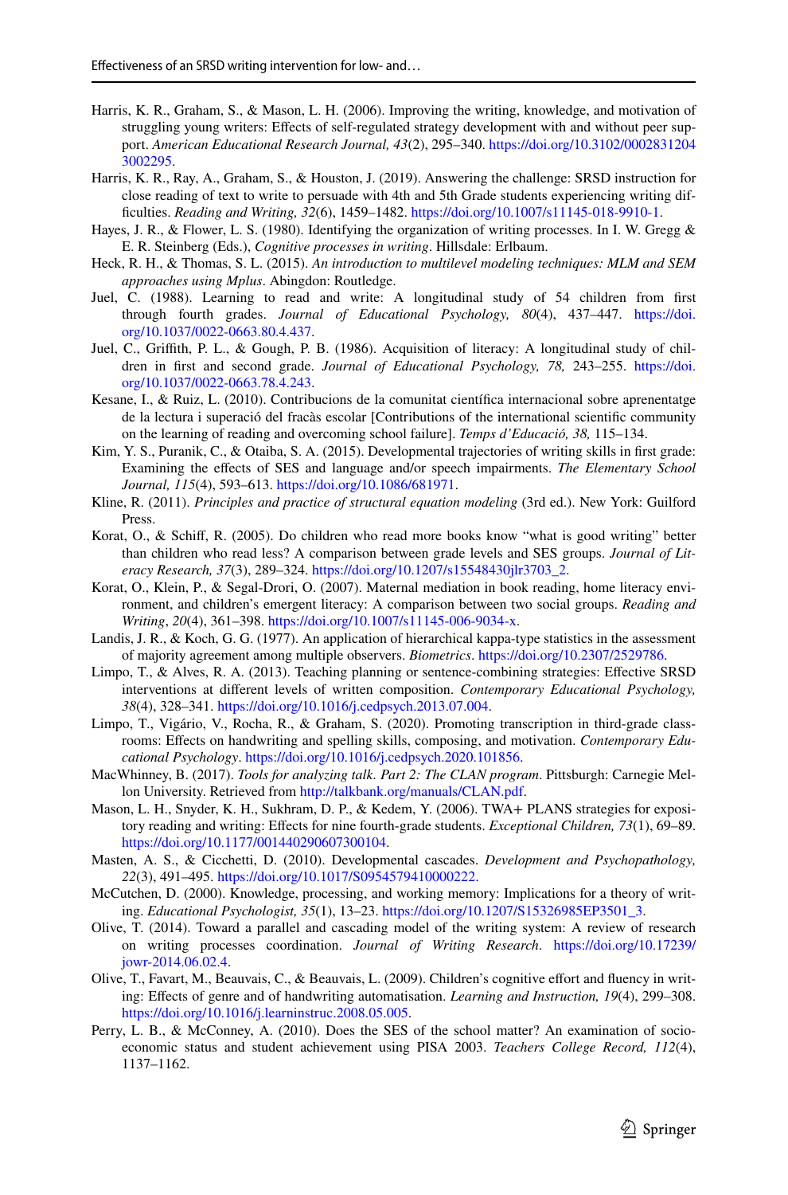Harris, K. R., Graham, S., & Mason, L. H. (2006). Improving the writing, knowledge, and motivation of struggling young writers: Effects of self-regulated strategy development with and without peer support. *American Educational Research Journal, 43*(2), 295–340. https://doi.org/10.3102/00028312043002295.

Harris, K. R., Ray, A., Graham, S., & Houston, J. (2019). Answering the challenge: SRSD instruction for close reading of text to write to persuade with 4th and 5th Grade students experiencing writing difficulties. *Reading and Writing, 32*(6), 1459–1482. https://doi.org/10.1007/s11145-018-9910-1.

Hayes, J. R., & Flower, L. S. (1980). Identifying the organization of writing processes. In I. W. Gregg & E. R. Steinberg (Eds.), *Cognitive processes in writing*. Hillsdale: Erlbaum.

Heck, R. H., & Thomas, S. L. (2015). *An introduction to multilevel modeling techniques: MLM and SEM approaches using Mplus*. Abingdon: Routledge.

Juel, C. (1988). Learning to read and write: A longitudinal study of 54 children from first through fourth grades. *Journal of Educational Psychology, 80*(4), 437–447. https://doi.org/10.1037/0022-0663.80.4.437.

Juel, C., Griffith, P. L., & Gough, P. B. (1986). Acquisition of literacy: A longitudinal study of children in first and second grade. *Journal of Educational Psychology, 78,* 243–255. https://doi.org/10.1037/0022-0663.78.4.243.

Kesane, I., & Ruiz, L. (2010). Contribucions de la comunitat científica internacional sobre aprenentatge de la lectura i superació del fracàs escolar [Contributions of the international scientific community on the learning of reading and overcoming school failure]. *Temps d'Educació, 38,* 115–134.

Kim, Y. S., Puranik, C., & Otaiba, S. A. (2015). Developmental trajectories of writing skills in first grade: Examining the effects of SES and language and/or speech impairments. *The Elementary School Journal, 115*(4), 593–613. https://doi.org/10.1086/681971.

Kline, R. (2011). *Principles and practice of structural equation modeling* (3rd ed.). New York: Guilford Press.

Korat, O., & Schiff, R. (2005). Do children who read more books know "what is good writing" better than children who read less? A comparison between grade levels and SES groups. *Journal of Literacy Research, 37*(3), 289–324. https://doi.org/10.1207/s15548430jlr3703_2.

Korat, O., Klein, P., & Segal-Drori, O. (2007). Maternal mediation in book reading, home literacy environment, and children's emergent literacy: A comparison between two social groups. *Reading and Writing*, *20*(4), 361–398. https://doi.org/10.1007/s11145-006-9034-x.

Landis, J. R., & Koch, G. G. (1977). An application of hierarchical kappa-type statistics in the assessment of majority agreement among multiple observers. *Biometrics*. https://doi.org/10.2307/2529786.

Limpo, T., & Alves, R. A. (2013). Teaching planning or sentence-combining strategies: Effective SRSD interventions at different levels of written composition. *Contemporary Educational Psychology, 38*(4), 328–341. https://doi.org/10.1016/j.cedpsych.2013.07.004.

Limpo, T., Vigário, V., Rocha, R., & Graham, S. (2020). Promoting transcription in third-grade classrooms: Effects on handwriting and spelling skills, composing, and motivation. *Contemporary Educational Psychology*. https://doi.org/10.1016/j.cedpsych.2020.101856.

MacWhinney, B. (2017). *Tools for analyzing talk. Part 2: The CLAN program*. Pittsburgh: Carnegie Mellon University. Retrieved from http://talkbank.org/manuals/CLAN.pdf.

Mason, L. H., Snyder, K. H., Sukhram, D. P., & Kedem, Y. (2006). TWA+ PLANS strategies for expository reading and writing: Effects for nine fourth-grade students. *Exceptional Children, 73*(1), 69–89. https://doi.org/10.1177/001440290607300104.

Masten, A. S., & Cicchetti, D. (2010). Developmental cascades. *Development and Psychopathology, 22*(3), 491–495. https://doi.org/10.1017/S0954579410000222.

McCutchen, D. (2000). Knowledge, processing, and working memory: Implications for a theory of writing. *Educational Psychologist, 35*(1), 13–23. https://doi.org/10.1207/S15326985EP3501_3.

Olive, T. (2014). Toward a parallel and cascading model of the writing system: A review of research on writing processes coordination. *Journal of Writing Research*. https://doi.org/10.17239/jowr-2014.06.02.4.

Olive, T., Favart, M., Beauvais, C., & Beauvais, L. (2009). Children's cognitive effort and fluency in writing: Effects of genre and of handwriting automatisation. *Learning and Instruction, 19*(4), 299–308. https://doi.org/10.1016/j.learninstruc.2008.05.005.

Perry, L. B., & McConney, A. (2010). Does the SES of the school matter? An examination of socioeconomic status and student achievement using PISA 2003. *Teachers College Record, 112*(4), 1137–1162.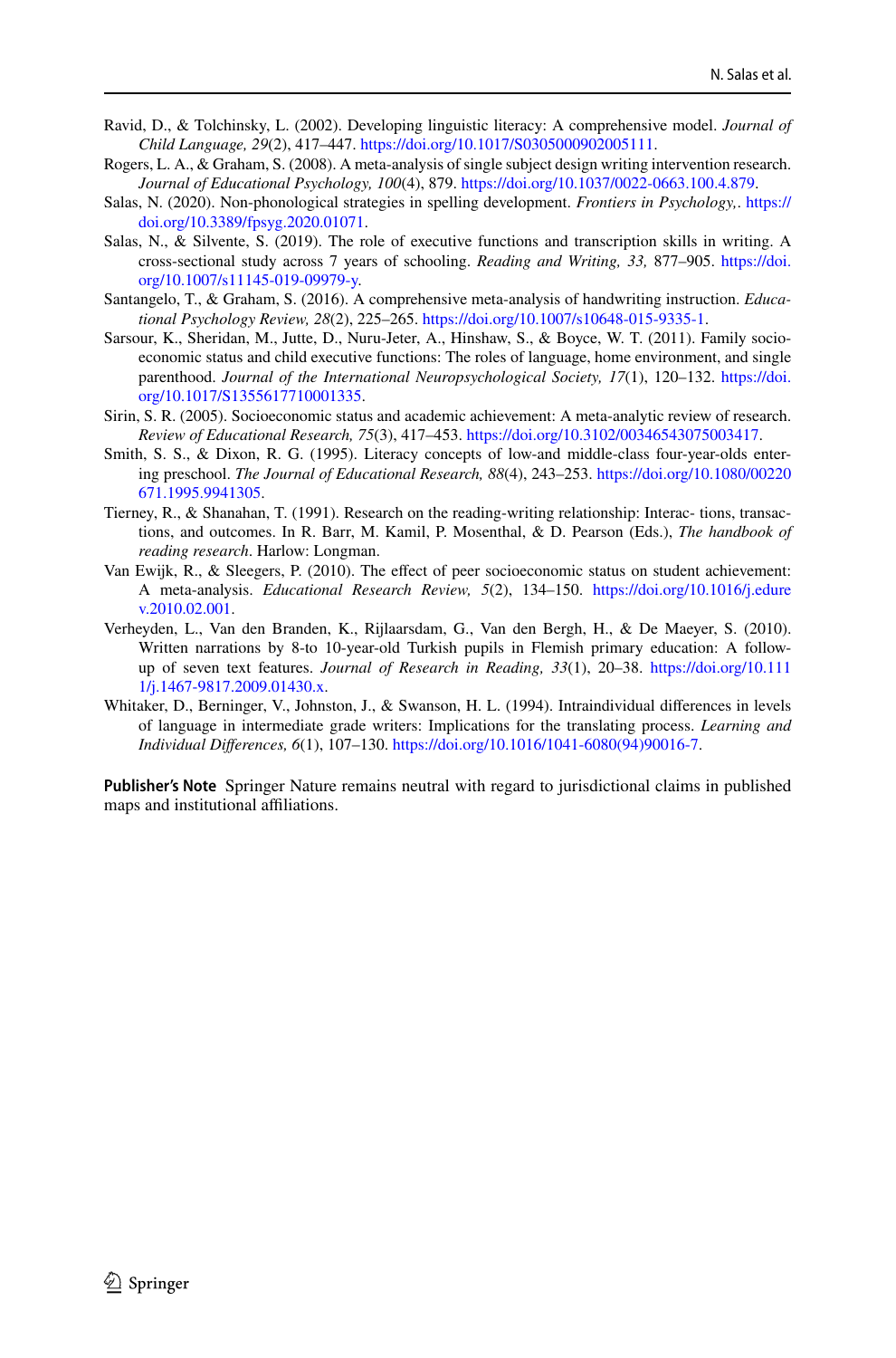Ravid, D., & Tolchinsky, L. (2002). Developing linguistic literacy: A comprehensive model. *Journal of Child Language, 29*(2), 417–447. https://doi.org/10.1017/S0305000902005111.

Rogers, L. A., & Graham, S. (2008). A meta-analysis of single subject design writing intervention research. *Journal of Educational Psychology, 100*(4), 879. https://doi.org/10.1037/0022-0663.100.4.879.

Salas, N. (2020). Non-phonological strategies in spelling development. *Frontiers in Psychology,*. https://doi.org/10.3389/fpsyg.2020.01071.

Salas, N., & Silvente, S. (2019). The role of executive functions and transcription skills in writing. A cross-sectional study across 7 years of schooling. *Reading and Writing, 33,* 877–905. https://doi.org/10.1007/s11145-019-09979-y.

Santangelo, T., & Graham, S. (2016). A comprehensive meta-analysis of handwriting instruction. *Educational Psychology Review, 28*(2), 225–265. https://doi.org/10.1007/s10648-015-9335-1.

Sarsour, K., Sheridan, M., Jutte, D., Nuru-Jeter, A., Hinshaw, S., & Boyce, W. T. (2011). Family socioeconomic status and child executive functions: The roles of language, home environment, and single parenthood. *Journal of the International Neuropsychological Society, 17*(1), 120–132. https://doi.org/10.1017/S1355617710001335.

Sirin, S. R. (2005). Socioeconomic status and academic achievement: A meta-analytic review of research. *Review of Educational Research, 75*(3), 417–453. https://doi.org/10.3102/00346543075003417.

Smith, S. S., & Dixon, R. G. (1995). Literacy concepts of low-and middle-class four-year-olds entering preschool. *The Journal of Educational Research, 88*(4), 243–253. https://doi.org/10.1080/00220671.1995.9941305.

Tierney, R., & Shanahan, T. (1991). Research on the reading-writing relationship: Interac- tions, transactions, and outcomes. In R. Barr, M. Kamil, P. Mosenthal, & D. Pearson (Eds.), *The handbook of reading research*. Harlow: Longman.

Van Ewijk, R., & Sleegers, P. (2010). The effect of peer socioeconomic status on student achievement: A meta-analysis. *Educational Research Review, 5*(2), 134–150. https://doi.org/10.1016/j.edurev.2010.02.001.

Verheyden, L., Van den Branden, K., Rijlaarsdam, G., Van den Bergh, H., & De Maeyer, S. (2010). Written narrations by 8-to 10-year-old Turkish pupils in Flemish primary education: A follow-up of seven text features. *Journal of Research in Reading, 33*(1), 20–38. https://doi.org/10.1111/j.1467-9817.2009.01430.x.

Whitaker, D., Berninger, V., Johnston, J., & Swanson, H. L. (1994). Intraindividual differences in levels of language in intermediate grade writers: Implications for the translating process. *Learning and Individual Differences, 6*(1), 107–130. https://doi.org/10.1016/1041-6080(94)90016-7.

**Publisher's Note** Springer Nature remains neutral with regard to jurisdictional claims in published maps and institutional affiliations.